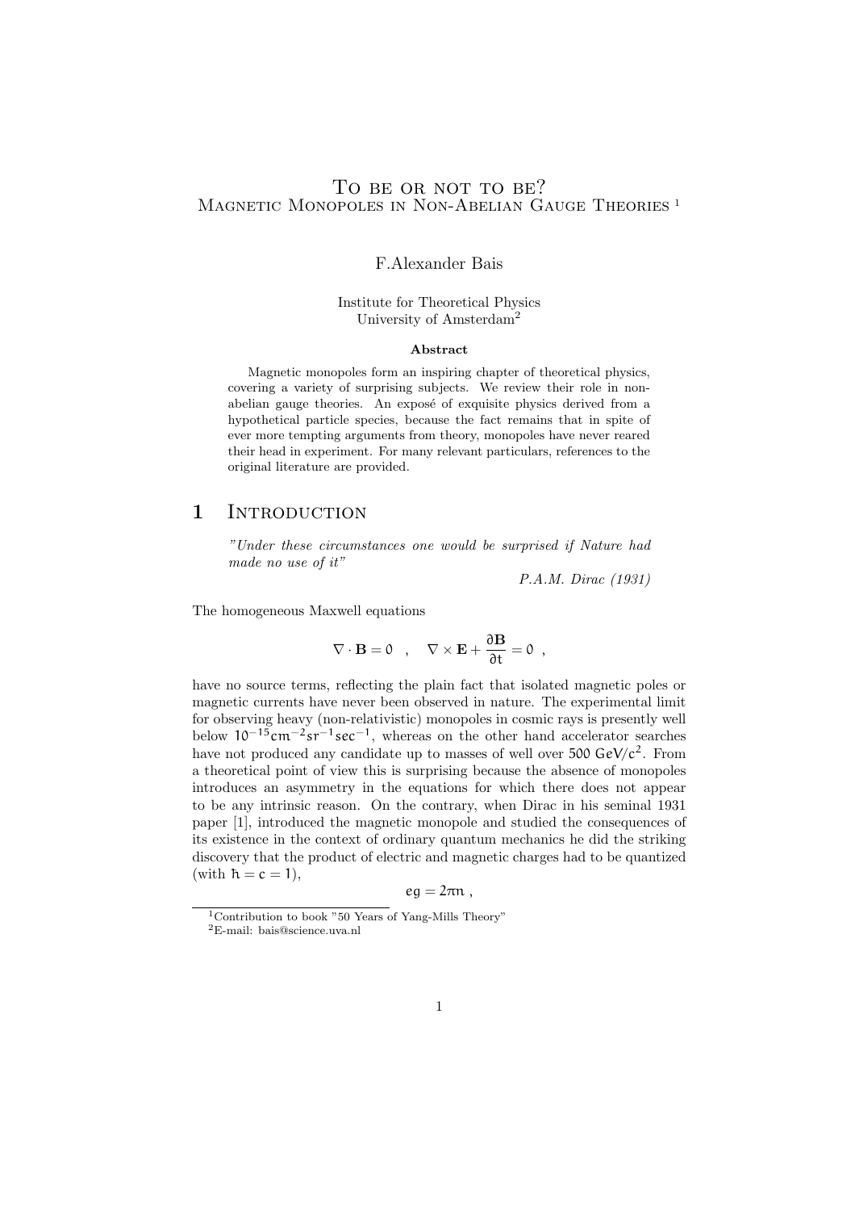# To be or not to be?
## Magnetic Monopoles in Non-Abelian Gauge Theories [1]

F.Alexander Bais

Institute for Theoretical Physics
University of Amsterdam[2]

**Abstract**

Magnetic monopoles form an inspiring chapter of theoretical physics, covering a variety of surprising subjects. We review their role in non-abelian gauge theories. An exposé of exquisite physics derived from a hypothetical particle species, because the fact remains that in spite of ever more tempting arguments from theory, monopoles have never reared their head in experiment. For many relevant particulars, references to the original literature are provided.

## 1 Introduction

*"Under these circumstances one would be surprised if Nature had made no use of it"*

*P.A.M. Dirac (1931)*

The homogeneous Maxwell equations

$$\nabla \cdot \mathbf{B} = 0 \quad , \quad \nabla \times \mathbf{E} + \frac{\partial \mathbf{B}}{\partial t} = 0 \ ,$$

have no source terms, reflecting the plain fact that isolated magnetic poles or magnetic currents have never been observed in nature. The experimental limit for observing heavy (non-relativistic) monopoles in cosmic rays is presently well below $10^{-15}\mathrm{cm}^{-2}\mathrm{sr}^{-1}\mathrm{sec}^{-1}$, whereas on the other hand accelerator searches have not produced any candidate up to masses of well over $500\ \mathrm{GeV}/c^2$. From a theoretical point of view this is surprising because the absence of monopoles introduces an asymmetry in the equations for which there does not appear to be any intrinsic reason. On the contrary, when Dirac in his seminal 1931 paper [1], introduced the magnetic monopole and studied the consequences of its existence in the context of ordinary quantum mechanics he did the striking discovery that the product of electric and magnetic charges had to be quantized (with $\hbar = c = 1$),

$$eg = 2\pi n \ ,$$

[1] Contribution to book "50 Years of Yang-Mills Theory"

[2] E-mail: bais@science.uva.nl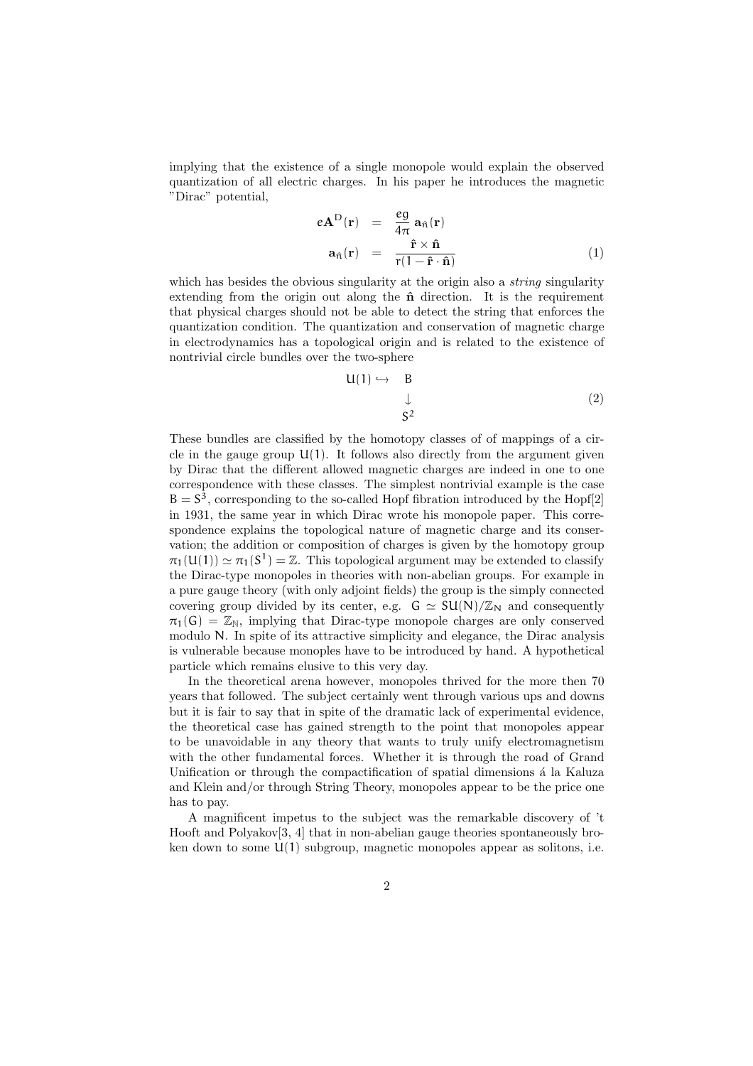implying that the existence of a single monopole would explain the observed quantization of all electric charges. In his paper he introduces the magnetic "Dirac" potential,

$$
\begin{aligned}
e\mathbf{A}^{D}(\mathbf{r}) &= \frac{eg}{4\pi}\,\mathbf{a}_{\hat{n}}(\mathbf{r}) \\
\mathbf{a}_{\hat{n}}(\mathbf{r}) &= \frac{\hat{\mathbf{r}}\times\hat{\mathbf{n}}}{r(1-\hat{\mathbf{r}}\cdot\hat{\mathbf{n}})}
\end{aligned} \tag{1}
$$

which has besides the obvious singularity at the origin also a *string* singularity extending from the origin out along the $\hat{\mathbf{n}}$ direction. It is the requirement that physical charges should not be able to detect the string that enforces the quantization condition. The quantization and conservation of magnetic charge in electrodynamics has a topological origin and is related to the existence of nontrivial circle bundles over the two-sphere

$$
\begin{array}{ccc}
U(1) \hookrightarrow & B \\
 & \downarrow \\
 & S^2
\end{array} \tag{2}
$$

These bundles are classified by the homotopy classes of of mappings of a circle in the gauge group $U(1)$. It follows also directly from the argument given by Dirac that the different allowed magnetic charges are indeed in one to one correspondence with these classes. The simplest nontrivial example is the case $B = S^3$, corresponding to the so-called Hopf fibration introduced by the Hopf[2] in 1931, the same year in which Dirac wrote his monopole paper. This correspondence explains the topological nature of magnetic charge and its conservation; the addition or composition of charges is given by the homotopy group $\pi_1(U(1)) \simeq \pi_1(S^1) = \mathbb{Z}$. This topological argument may be extended to classify the Dirac-type monopoles in theories with non-abelian groups. For example in a pure gauge theory (with only adjoint fields) the group is the simply connected covering group divided by its center, e.g. $G \simeq SU(N)/\mathbb{Z}_N$ and consequently $\pi_1(G) = \mathbb{Z}_{\mathbb{N}}$, implying that Dirac-type monopole charges are only conserved modulo $N$. In spite of its attractive simplicity and elegance, the Dirac analysis is vulnerable because monoples have to be introduced by hand. A hypothetical particle which remains elusive to this very day.

In the theoretical arena however, monopoles thrived for the more then 70 years that followed. The subject certainly went through various ups and downs but it is fair to say that in spite of the dramatic lack of experimental evidence, the theoretical case has gained strength to the point that monopoles appear to be unavoidable in any theory that wants to truly unify electromagnetism with the other fundamental forces. Whether it is through the road of Grand Unification or through the compactification of spatial dimensions á la Kaluza and Klein and/or through String Theory, monopoles appear to be the price one has to pay.

A magnificent impetus to the subject was the remarkable discovery of 't Hooft and Polyakov[3, 4] that in non-abelian gauge theories spontaneously broken down to some $U(1)$ subgroup, magnetic monopoles appear as solitons, i.e.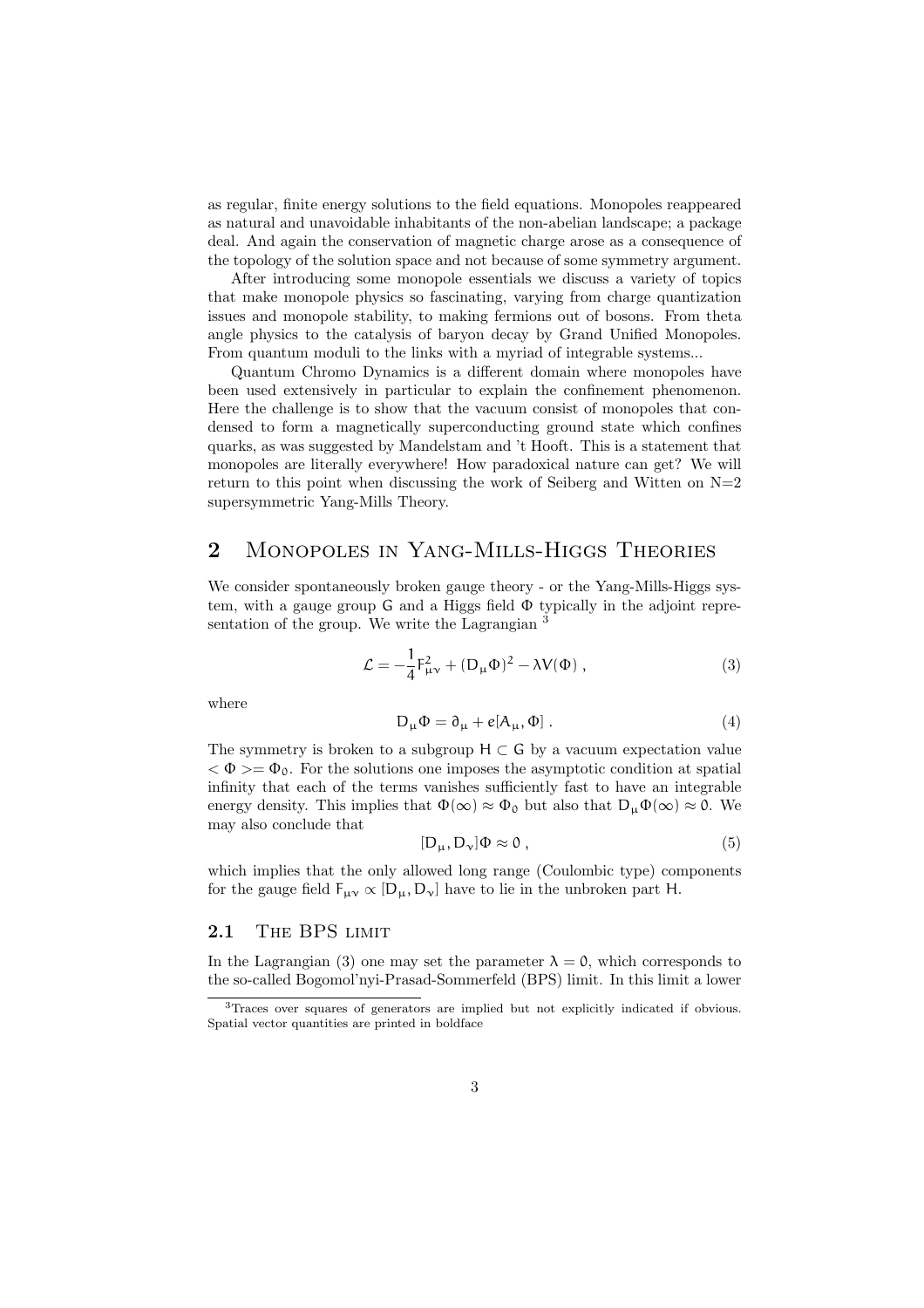as regular, finite energy solutions to the field equations. Monopoles reappeared as natural and unavoidable inhabitants of the non-abelian landscape; a package deal. And again the conservation of magnetic charge arose as a consequence of the topology of the solution space and not because of some symmetry argument.

After introducing some monopole essentials we discuss a variety of topics that make monopole physics so fascinating, varying from charge quantization issues and monopole stability, to making fermions out of bosons. From theta angle physics to the catalysis of baryon decay by Grand Unified Monopoles. From quantum moduli to the links with a myriad of integrable systems...

Quantum Chromo Dynamics is a different domain where monopoles have been used extensively in particular to explain the confinement phenomenon. Here the challenge is to show that the vacuum consist of monopoles that condensed to form a magnetically superconducting ground state which confines quarks, as was suggested by Mandelstam and 't Hooft. This is a statement that monopoles are literally everywhere! How paradoxical nature can get? We will return to this point when discussing the work of Seiberg and Witten on N=2 supersymmetric Yang-Mills Theory.

## 2 Monopoles in Yang-Mills-Higgs Theories

We consider spontaneously broken gauge theory - or the Yang-Mills-Higgs system, with a gauge group $G$ and a Higgs field $\Phi$ typically in the adjoint representation of the group. We write the Lagrangian [3]

$$\mathcal{L} = -\frac{1}{4}F_{\mu\nu}^2 + (D_\mu\Phi)^2 - \lambda V(\Phi) \,, \tag{3}$$

where

$$D_\mu\Phi = \partial_\mu + e[A_\mu, \Phi] \,. \tag{4}$$

The symmetry is broken to a subgroup $H \subset G$ by a vacuum expectation value $<\Phi>= \Phi_0$. For the solutions one imposes the asymptotic condition at spatial infinity that each of the terms vanishes sufficiently fast to have an integrable energy density. This implies that $\Phi(\infty) \approx \Phi_0$ but also that $D_\mu\Phi(\infty) \approx 0$. We may also conclude that

$$[D_\mu, D_\nu]\Phi \approx 0 \,, \tag{5}$$

which implies that the only allowed long range (Coulombic type) components for the gauge field $F_{\mu\nu} \propto [D_\mu, D_\nu]$ have to lie in the unbroken part $H$.

### 2.1 The BPS limit

In the Lagrangian (3) one may set the parameter $\lambda = 0$, which corresponds to the so-called Bogomol'nyi-Prasad-Sommerfeld (BPS) limit. In this limit a lower

[3] Traces over squares of generators are implied but not explicitly indicated if obvious. Spatial vector quantities are printed in boldface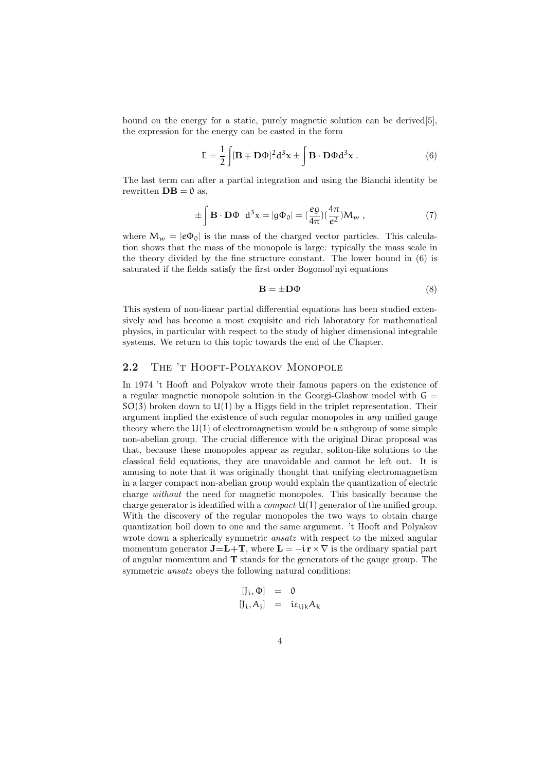bound on the energy for a static, purely magnetic solution can be derived[5], the expression for the energy can be casted in the form

$$E = \frac{1}{2}\int [\mathbf{B} \mp \mathbf{D}\Phi]^2 d^3x \pm \int \mathbf{B} \cdot \mathbf{D}\Phi d^3x \,. \tag{6}$$

The last term can after a partial integration and using the Bianchi identity be rewritten $\mathbf{DB} = 0$ as,

$$\pm \int \mathbf{B} \cdot \mathbf{D}\Phi \;\; d^3x = |g\Phi_0| = (\frac{eg}{4\pi})(\frac{4\pi}{e^2})M_w \,, \tag{7}$$

where $M_w = |e\Phi_0|$ is the mass of the charged vector particles. This calculation shows that the mass of the monopole is large: typically the mass scale in the theory divided by the fine structure constant. The lower bound in (6) is saturated if the fields satisfy the first order Bogomol'nyi equations

$$\mathbf{B} = \pm \mathbf{D}\Phi \tag{8}$$

This system of non-linear partial differential equations has been studied extensively and has become a most exquisite and rich laboratory for mathematical physics, in particular with respect to the study of higher dimensional integrable systems. We return to this topic towards the end of the Chapter.

## 2.2 The 't Hooft-Polyakov Monopole

In 1974 't Hooft and Polyakov wrote their famous papers on the existence of a regular magnetic monopole solution in the Georgi-Glashow model with $G = SO(3)$ broken down to $U(1)$ by a Higgs field in the triplet representation. Their argument implied the existence of such regular monopoles in *any* unified gauge theory where the $U(1)$ of electromagnetism would be a subgroup of some simple non-abelian group. The crucial difference with the original Dirac proposal was that, because these monopoles appear as regular, soliton-like solutions to the classical field equations, they are unavoidable and cannot be left out. It is amusing to note that it was originally thought that unifying electromagnetism in a larger compact non-abelian group would explain the quantization of electric charge *without* the need for magnetic monopoles. This basically because the charge generator is identified with a *compact* $U(1)$ generator of the unified group. With the discovery of the regular monopoles the two ways to obtain charge quantization boil down to one and the same argument. 't Hooft and Polyakov wrote down a spherically symmetric *ansatz* with respect to the mixed angular momentum generator $\mathbf{J}=\mathbf{L}+\mathbf{T}$, where $\mathbf{L} = -i\,\mathbf{r} \times \nabla$ is the ordinary spatial part of angular momentum and $\mathbf{T}$ stands for the generators of the gauge group. The symmetric *ansatz* obeys the following natural conditions:

$$\begin{aligned} [J_i, \Phi] &= 0 \\ [J_i, A_j] &= i\epsilon_{ijk}A_k \end{aligned}$$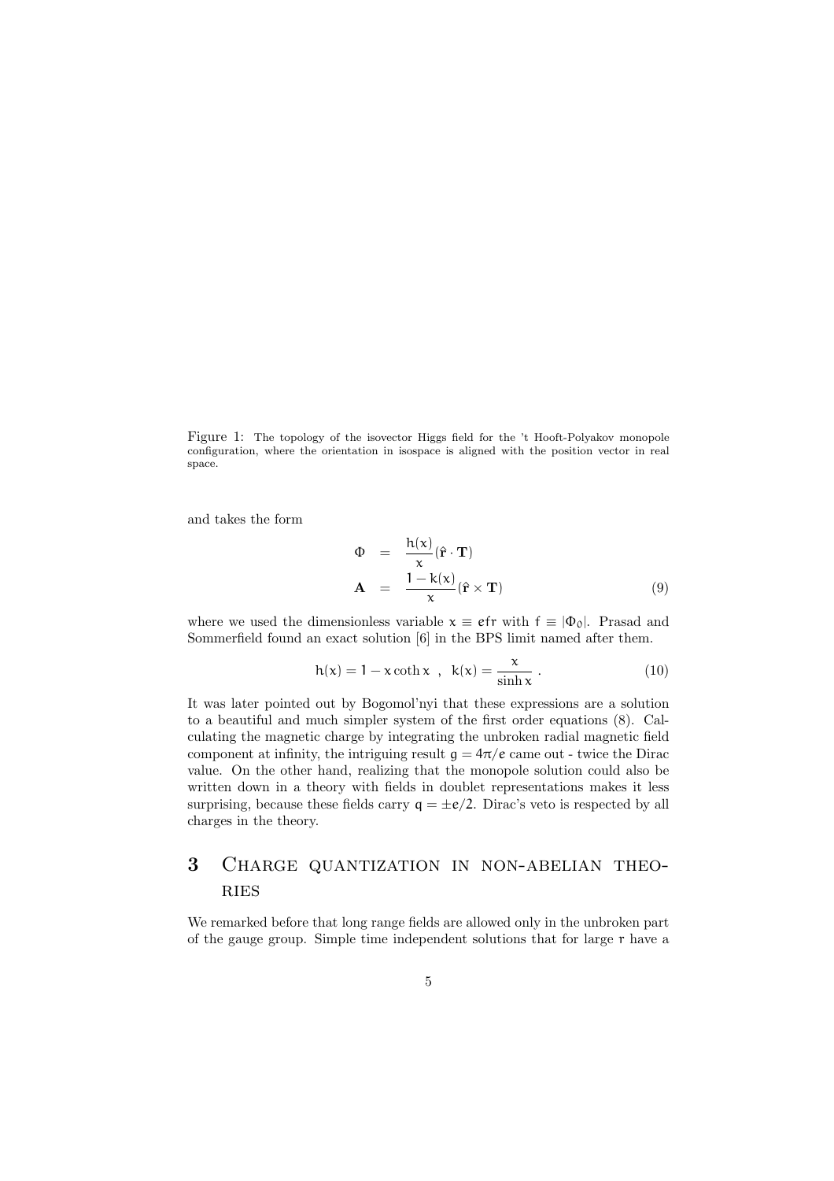Figure 1: The topology of the isovector Higgs field for the 't Hooft-Polyakov monopole configuration, where the orientation in isospace is aligned with the position vector in real space.

and takes the form

$$
\begin{aligned}
\Phi &= \frac{h(x)}{x}(\hat{\mathbf{r}} \cdot \mathbf{T}) \\
\mathbf{A} &= \frac{1-k(x)}{x}(\hat{\mathbf{r}} \times \mathbf{T})
\end{aligned}
\tag{9}
$$

where we used the dimensionless variable $x \equiv efr$ with $f \equiv |\Phi_0|$. Prasad and Sommerfield found an exact solution [6] in the BPS limit named after them.

$$
h(x) = 1 - x \coth x \ , \ \ k(x) = \frac{x}{\sinh x} \ . \tag{10}
$$

It was later pointed out by Bogomol'nyi that these expressions are a solution to a beautiful and much simpler system of the first order equations (8). Calculating the magnetic charge by integrating the unbroken radial magnetic field component at infinity, the intriguing result $g = 4\pi/e$ came out - twice the Dirac value. On the other hand, realizing that the monopole solution could also be written down in a theory with fields in doublet representations makes it less surprising, because these fields carry $q = \pm e/2$. Dirac's veto is respected by all charges in the theory.

## 3 Charge quantization in non-abelian theories

We remarked before that long range fields are allowed only in the unbroken part of the gauge group. Simple time independent solutions that for large $r$ have a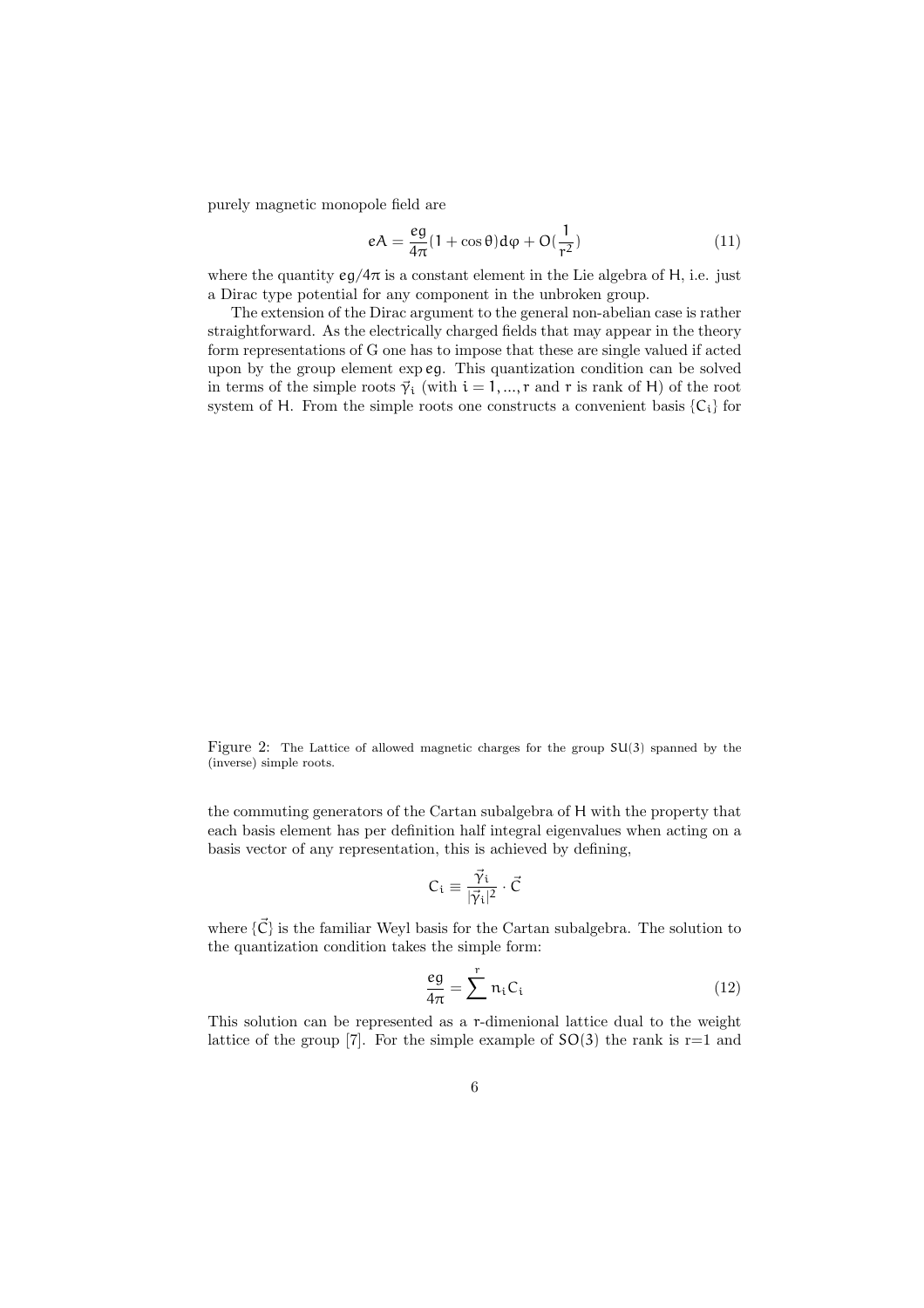purely magnetic monopole field are

$$eA = \frac{eg}{4\pi}(1 + \cos\theta)d\varphi + O(\frac{1}{r^2}) \tag{11}$$

where the quantity $eg/4\pi$ is a constant element in the Lie algebra of H, i.e. just a Dirac type potential for any component in the unbroken group.

The extension of the Dirac argument to the general non-abelian case is rather straightforward. As the electrically charged fields that may appear in the theory form representations of G one has to impose that these are single valued if acted upon by the group element $\exp eg$. This quantization condition can be solved in terms of the simple roots $\vec{\gamma}_i$ (with $i = 1, ..., r$ and $r$ is rank of H) of the root system of H. From the simple roots one constructs a convenient basis $\{C_i\}$ for

Figure 2: The Lattice of allowed magnetic charges for the group SU(3) spanned by the (inverse) simple roots.

the commuting generators of the Cartan subalgebra of H with the property that each basis element has per definition half integral eigenvalues when acting on a basis vector of any representation, this is achieved by defining,

$$C_i \equiv \frac{\vec{\gamma}_i}{|\vec{\gamma}_i|^2} \cdot \vec{C}$$

where $\{\vec{C}\}$ is the familiar Weyl basis for the Cartan subalgebra. The solution to the quantization condition takes the simple form:

$$\frac{eg}{4\pi} = \sum^{r} n_i C_i \tag{12}$$

This solution can be represented as a r-dimenional lattice dual to the weight lattice of the group [7]. For the simple example of SO(3) the rank is r=1 and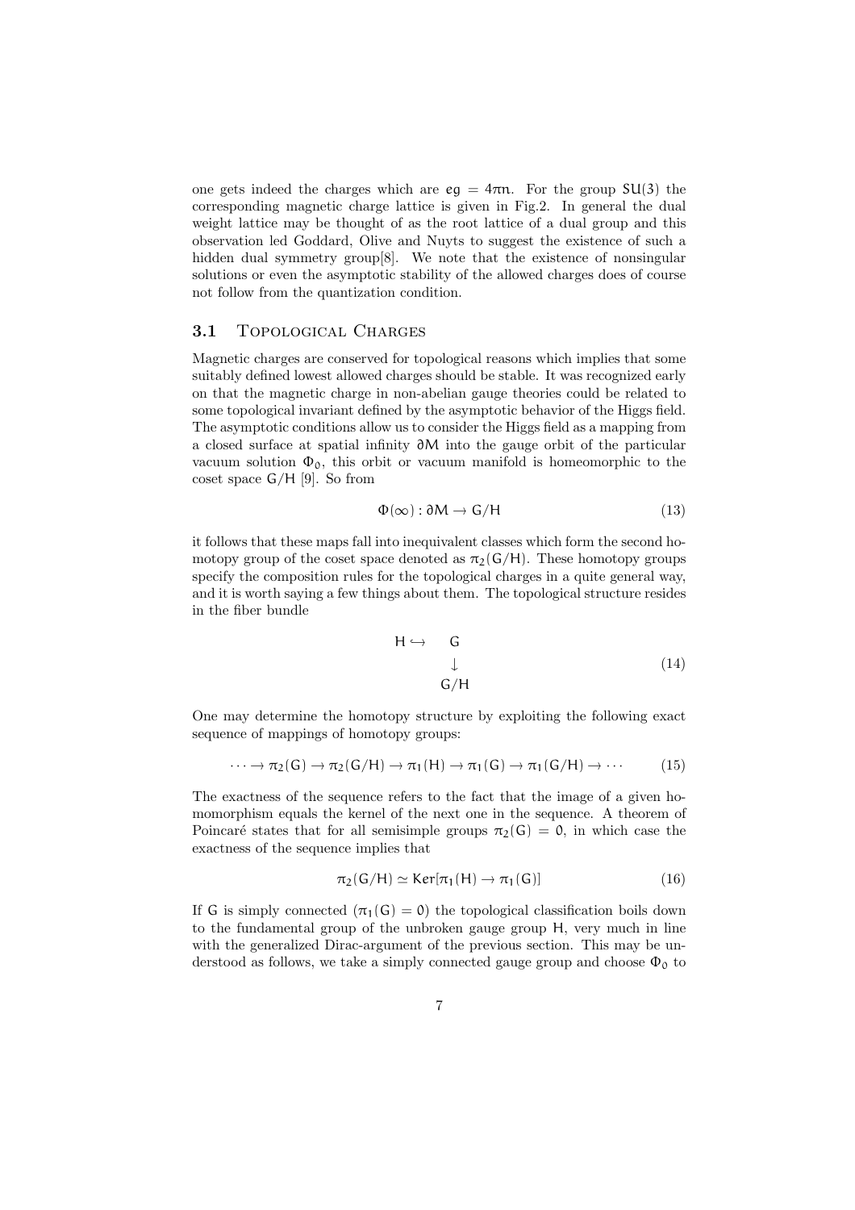one gets indeed the charges which are $eg = 4\pi n$. For the group $SU(3)$ the corresponding magnetic charge lattice is given in Fig.2. In general the dual weight lattice may be thought of as the root lattice of a dual group and this observation led Goddard, Olive and Nuyts to suggest the existence of such a hidden dual symmetry group[8]. We note that the existence of nonsingular solutions or even the asymptotic stability of the allowed charges does of course not follow from the quantization condition.

### 3.1 Topological Charges

Magnetic charges are conserved for topological reasons which implies that some suitably defined lowest allowed charges should be stable. It was recognized early on that the magnetic charge in non-abelian gauge theories could be related to some topological invariant defined by the asymptotic behavior of the Higgs field. The asymptotic conditions allow us to consider the Higgs field as a mapping from a closed surface at spatial infinity $\partial M$ into the gauge orbit of the particular vacuum solution $\Phi_0$, this orbit or vacuum manifold is homeomorphic to the coset space $G/H$ [9]. So from

$$\Phi(\infty) : \partial M \rightarrow G/H \tag{13}$$

it follows that these maps fall into inequivalent classes which form the second homotopy group of the coset space denoted as $\pi_2(G/H)$. These homotopy groups specify the composition rules for the topological charges in a quite general way, and it is worth saying a few things about them. The topological structure resides in the fiber bundle

$$\begin{array}{ccc} H \hookrightarrow & G & \\ & \downarrow & \\ & G/H & \end{array} \tag{14}$$

One may determine the homotopy structure by exploiting the following exact sequence of mappings of homotopy groups:

$$\cdots \rightarrow \pi_2(G) \rightarrow \pi_2(G/H) \rightarrow \pi_1(H) \rightarrow \pi_1(G) \rightarrow \pi_1(G/H) \rightarrow \cdots \tag{15}$$

The exactness of the sequence refers to the fact that the image of a given homomorphism equals the kernel of the next one in the sequence. A theorem of Poincaré states that for all semisimple groups $\pi_2(G) = 0$, in which case the exactness of the sequence implies that

$$\pi_2(G/H) \simeq \mathrm{Ker}[\pi_1(H) \rightarrow \pi_1(G)] \tag{16}$$

If $G$ is simply connected ($\pi_1(G) = 0$) the topological classification boils down to the fundamental group of the unbroken gauge group $H$, very much in line with the generalized Dirac-argument of the previous section. This may be understood as follows, we take a simply connected gauge group and choose $\Phi_0$ to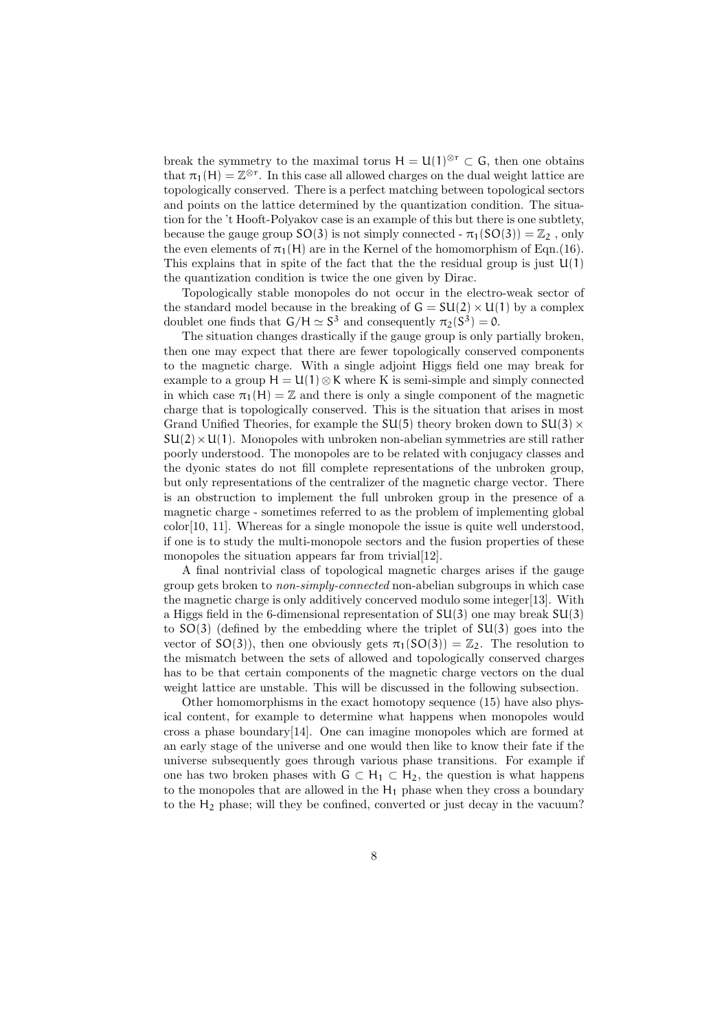break the symmetry to the maximal torus $H = U(1)^{\otimes r} \subset G$, then one obtains that $\pi_1(H) = \mathbb{Z}^{\otimes r}$. In this case all allowed charges on the dual weight lattice are topologically conserved. There is a perfect matching between topological sectors and points on the lattice determined by the quantization condition. The situation for the 't Hooft-Polyakov case is an example of this but there is one subtlety, because the gauge group $SO(3)$ is not simply connected - $\pi_1(SO(3)) = \mathbb{Z}_2$ , only the even elements of $\pi_1(H)$ are in the Kernel of the homomorphism of Eqn.(16). This explains that in spite of the fact that the the residual group is just $U(1)$ the quantization condition is twice the one given by Dirac.

Topologically stable monopoles do not occur in the electro-weak sector of the standard model because in the breaking of $G = SU(2) \times U(1)$ by a complex doublet one finds that $G/H \simeq S^3$ and consequently $\pi_2(S^3) = 0$.

The situation changes drastically if the gauge group is only partially broken, then one may expect that there are fewer topologically conserved components to the magnetic charge. With a single adjoint Higgs field one may break for example to a group $H = U(1) \otimes K$ where K is semi-simple and simply connected in which case $\pi_1(H) = \mathbb{Z}$ and there is only a single component of the magnetic charge that is topologically conserved. This is the situation that arises in most Grand Unified Theories, for example the $SU(5)$ theory broken down to $SU(3) \times SU(2) \times U(1)$. Monopoles with unbroken non-abelian symmetries are still rather poorly understood. The monopoles are to be related with conjugacy classes and the dyonic states do not fill complete representations of the unbroken group, but only representations of the centralizer of the magnetic charge vector. There is an obstruction to implement the full unbroken group in the presence of a magnetic charge - sometimes referred to as the problem of implementing global color[10, 11]. Whereas for a single monopole the issue is quite well understood, if one is to study the multi-monopole sectors and the fusion properties of these monopoles the situation appears far from trivial[12].

A final nontrivial class of topological magnetic charges arises if the gauge group gets broken to *non-simply-connected* non-abelian subgroups in which case the magnetic charge is only additively concerved modulo some integer[13]. With a Higgs field in the 6-dimensional representation of $SU(3)$ one may break $SU(3)$ to $SO(3)$ (defined by the embedding where the triplet of $SU(3)$ goes into the vector of $SO(3)$), then one obviously gets $\pi_1(SO(3)) = \mathbb{Z}_2$. The resolution to the mismatch between the sets of allowed and topologically conserved charges has to be that certain components of the magnetic charge vectors on the dual weight lattice are unstable. This will be discussed in the following subsection.

Other homomorphisms in the exact homotopy sequence (15) have also physical content, for example to determine what happens when monopoles would cross a phase boundary[14]. One can imagine monopoles which are formed at an early stage of the universe and one would then like to know their fate if the universe subsequently goes through various phase transitions. For example if one has two broken phases with $G \subset H_1 \subset H_2$, the question is what happens to the monopoles that are allowed in the $H_1$ phase when they cross a boundary to the $H_2$ phase; will they be confined, converted or just decay in the vacuum?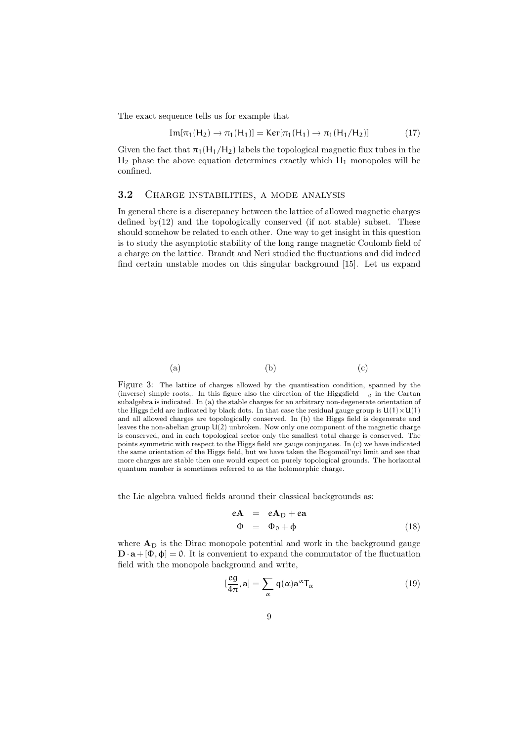The exact sequence tells us for example that

$$\mathsf{Im}[\pi_1(H_2) \to \pi_1(H_1)] = \mathsf{Ker}[\pi_1(H_1) \to \pi_1(H_1/H_2)] \tag{17}$$

Given the fact that $\pi_1(H_1/H_2)$ labels the topological magnetic flux tubes in the $H_2$ phase the above equation determines exactly which $H_1$ monopoles will be confined.

### 3.2 Charge instabilities, a mode analysis

In general there is a discrepancy between the lattice of allowed magnetic charges defined by(12) and the topologically conserved (if not stable) subset. These should somehow be related to each other. One way to get insight in this question is to study the asymptotic stability of the long range magnetic Coulomb field of a charge on the lattice. Brandt and Neri studied the fluctuations and did indeed find certain unstable modes on this singular background [15]. Let us expand

(a) (b) (c)

Figure 3: The lattice of charges allowed by the quantisation condition, spanned by the (inverse) simple roots,. In this figure also the direction of the Higgsfield $\Phi_0$ in the Cartan subalgebra is indicated. In (a) the stable charges for an arbitrary non-degenerate orientation of the Higgs field are indicated by black dots. In that case the residual gauge group is $U(1)\times U(1)$ and all allowed charges are topologically conserved. In (b) the Higgs field is degenerate and leaves the non-abelian group $U(2)$ unbroken. Now only one component of the magnetic charge is conserved, and in each topological sector only the smallest total charge is conserved. The points symmetric with respect to the Higgs field are gauge conjugates. In (c) we have indicated the same orientation of the Higgs field, but we have taken the Bogomoil'nyi limit and see that more charges are stable then one would expect on purely topological grounds. The horizontal quantum number is sometimes referred to as the holomorphic charge.

the Lie algebra valued fields around their classical backgrounds as:

$$\begin{aligned} e\mathbf{A} &= e\mathbf{A}_{\mathrm{D}} + e\mathbf{a} \\ \Phi &= \Phi_0 + \phi \end{aligned} \tag{18}$$

where $\mathbf{A}_{\mathrm{D}}$ is the Dirac monopole potential and work in the background gauge $\mathbf{D}\cdot\mathbf{a} + [\Phi, \phi] = 0$. It is convenient to expand the commutator of the fluctuation field with the monopole background and write,

$$[\frac{eg}{4\pi}, \mathbf{a}] = \sum_{\alpha} q(\alpha)\mathbf{a}^{\alpha}T_{\alpha} \tag{19}$$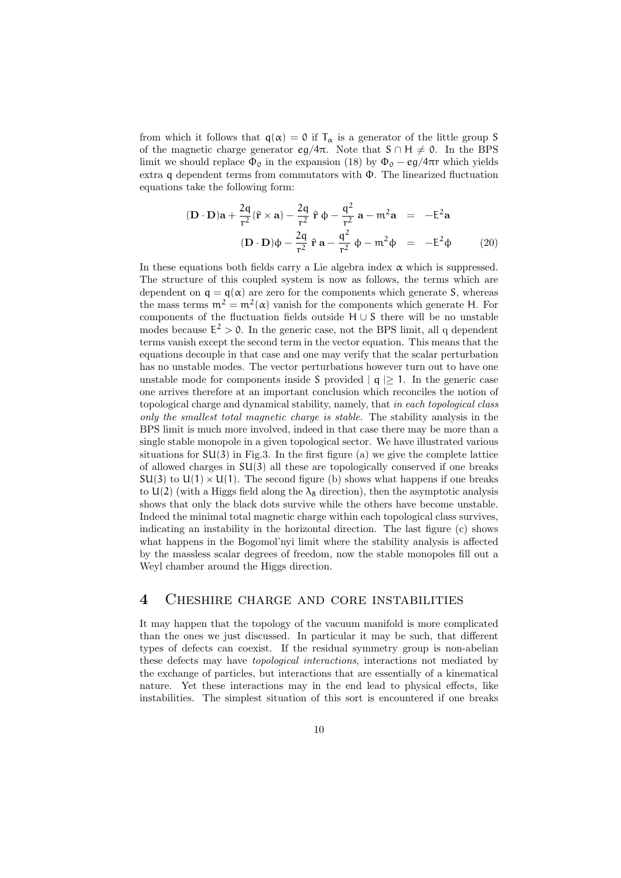from which it follows that $q(\alpha) = 0$ if $T_\alpha$ is a generator of the little group $S$ of the magnetic charge generator $eg/4\pi$. Note that $S \cap H \neq 0$. In the BPS limit we should replace $\Phi_0$ in the expansion (18) by $\Phi_0 - eg/4\pi r$ which yields extra $q$ dependent terms from commutators with $\Phi$. The linearized fluctuation equations take the following form:

$$
\begin{aligned}
(\mathbf{D} \cdot \mathbf{D})\mathbf{a} + \frac{2q}{r^2}(\hat{\mathbf{r}} \times \mathbf{a}) - \frac{2q}{r^2}\,\hat{\mathbf{r}}\,\phi - \frac{q^2}{r^2}\,\mathbf{a} - m^2\mathbf{a} &= -E^2\mathbf{a} \\
(\mathbf{D} \cdot \mathbf{D})\phi - \frac{2q}{r^2}\,\hat{\mathbf{r}}\,\mathbf{a} - \frac{q^2}{r^2}\,\phi - m^2\phi &= -E^2\phi
\end{aligned}
\qquad (20)
$$

In these equations both fields carry a Lie algebra index $\alpha$ which is suppressed. The structure of this coupled system is now as follows, the terms which are dependent on $q = q(\alpha)$ are zero for the components which generate $S$, whereas the mass terms $m^2 = m^2(\alpha)$ vanish for the components which generate $H$. For components of the fluctuation fields outside $H \cup S$ there will be no unstable modes because $E^2 > 0$. In the generic case, not the BPS limit, all $q$ dependent terms vanish except the second term in the vector equation. This means that the equations decouple in that case and one may verify that the scalar perturbation has no unstable modes. The vector perturbations however turn out to have one unstable mode for components inside $S$ provided $|\, q \,| \geq 1$. In the generic case one arrives therefore at an important conclusion which reconciles the notion of topological charge and dynamical stability, namely, that *in each topological class only the smallest total magnetic charge is stable.* The stability analysis in the BPS limit is much more involved, indeed in that case there may be more than a single stable monopole in a given topological sector. We have illustrated various situations for $SU(3)$ in Fig.3. In the first figure (a) we give the complete lattice of allowed charges in $SU(3)$ all these are topologically conserved if one breaks $SU(3)$ to $U(1) \times U(1)$. The second figure (b) shows what happens if one breaks to $U(2)$ (with a Higgs field along the $\lambda_8$ direction), then the asymptotic analysis shows that only the black dots survive while the others have become unstable. Indeed the minimal total magnetic charge within each topological class survives, indicating an instability in the horizontal direction. The last figure (c) shows what happens in the Bogomol'nyi limit where the stability analysis is affected by the massless scalar degrees of freedom, now the stable monopoles fill out a Weyl chamber around the Higgs direction.

## 4 Cheshire charge and core instabilities

It may happen that the topology of the vacuum manifold is more complicated than the ones we just discussed. In particular it may be such, that different types of defects can coexist. If the residual symmetry group is non-abelian these defects may have *topological interactions*, interactions not mediated by the exchange of particles, but interactions that are essentially of a kinematical nature. Yet these interactions may in the end lead to physical effects, like instabilities. The simplest situation of this sort is encountered if one breaks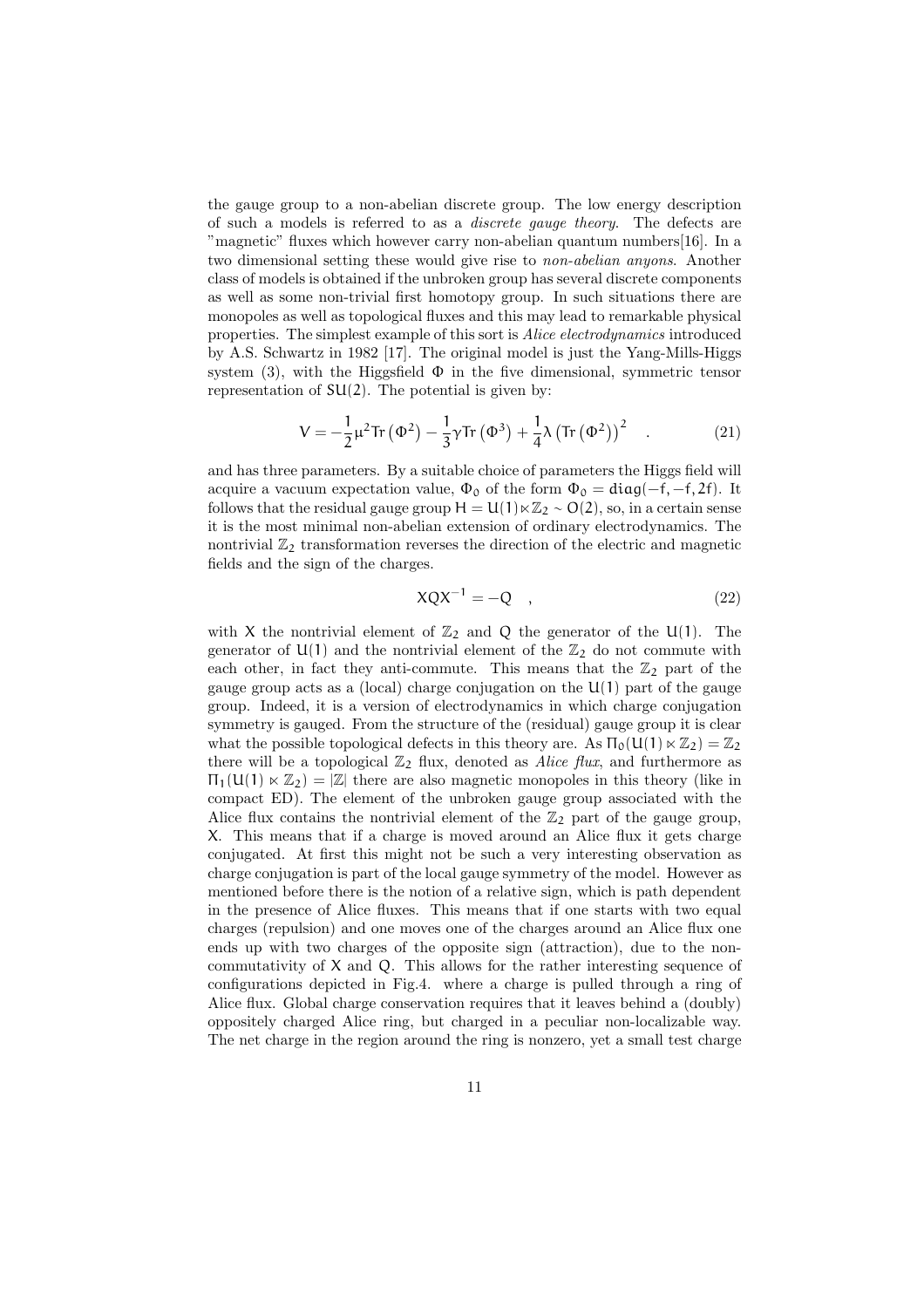the gauge group to a non-abelian discrete group. The low energy description of such a models is referred to as a *discrete gauge theory*. The defects are "magnetic" fluxes which however carry non-abelian quantum numbers[16]. In a two dimensional setting these would give rise to *non-abelian anyons*. Another class of models is obtained if the unbroken group has several discrete components as well as some non-trivial first homotopy group. In such situations there are monopoles as well as topological fluxes and this may lead to remarkable physical properties. The simplest example of this sort is *Alice electrodynamics* introduced by A.S. Schwartz in 1982 [17]. The original model is just the Yang-Mills-Higgs system (3), with the Higgsfield $\Phi$ in the five dimensional, symmetric tensor representation of $SU(2)$. The potential is given by:

$$V = -\frac{1}{2}\mu^2 \mathrm{Tr}\left(\Phi^2\right) - \frac{1}{3}\gamma \mathrm{Tr}\left(\Phi^3\right) + \frac{1}{4}\lambda\left(\mathrm{Tr}\left(\Phi^2\right)\right)^2 \quad . \tag{21}$$

and has three parameters. By a suitable choice of parameters the Higgs field will acquire a vacuum expectation value, $\Phi_0$ of the form $\Phi_0 = \mathrm{diag}(-f, -f, 2f)$. It follows that the residual gauge group $H = U(1) \ltimes \mathbb{Z}_2 \sim O(2)$, so, in a certain sense it is the most minimal non-abelian extension of ordinary electrodynamics. The nontrivial $\mathbb{Z}_2$ transformation reverses the direction of the electric and magnetic fields and the sign of the charges.

$$XQX^{-1} = -Q \quad , \tag{22}$$

with $X$ the nontrivial element of $\mathbb{Z}_2$ and $Q$ the generator of the $U(1)$. The generator of $U(1)$ and the nontrivial element of the $\mathbb{Z}_2$ do not commute with each other, in fact they anti-commute. This means that the $\mathbb{Z}_2$ part of the gauge group acts as a (local) charge conjugation on the $U(1)$ part of the gauge group. Indeed, it is a version of electrodynamics in which charge conjugation symmetry is gauged. From the structure of the (residual) gauge group it is clear what the possible topological defects in this theory are. As $\Pi_0(U(1) \ltimes \mathbb{Z}_2) = \mathbb{Z}_2$ there will be a topological $\mathbb{Z}_2$ flux, denoted as *Alice flux*, and furthermore as $\Pi_1(U(1) \ltimes \mathbb{Z}_2) = |\mathbb{Z}|$ there are also magnetic monopoles in this theory (like in compact ED). The element of the unbroken gauge group associated with the Alice flux contains the nontrivial element of the $\mathbb{Z}_2$ part of the gauge group, $X$. This means that if a charge is moved around an Alice flux it gets charge conjugated. At first this might not be such a very interesting observation as charge conjugation is part of the local gauge symmetry of the model. However as mentioned before there is the notion of a relative sign, which is path dependent in the presence of Alice fluxes. This means that if one starts with two equal charges (repulsion) and one moves one of the charges around an Alice flux one ends up with two charges of the opposite sign (attraction), due to the non-commutativity of $X$ and $Q$. This allows for the rather interesting sequence of configurations depicted in Fig.4. where a charge is pulled through a ring of Alice flux. Global charge conservation requires that it leaves behind a (doubly) oppositely charged Alice ring, but charged in a peculiar non-localizable way. The net charge in the region around the ring is nonzero, yet a small test charge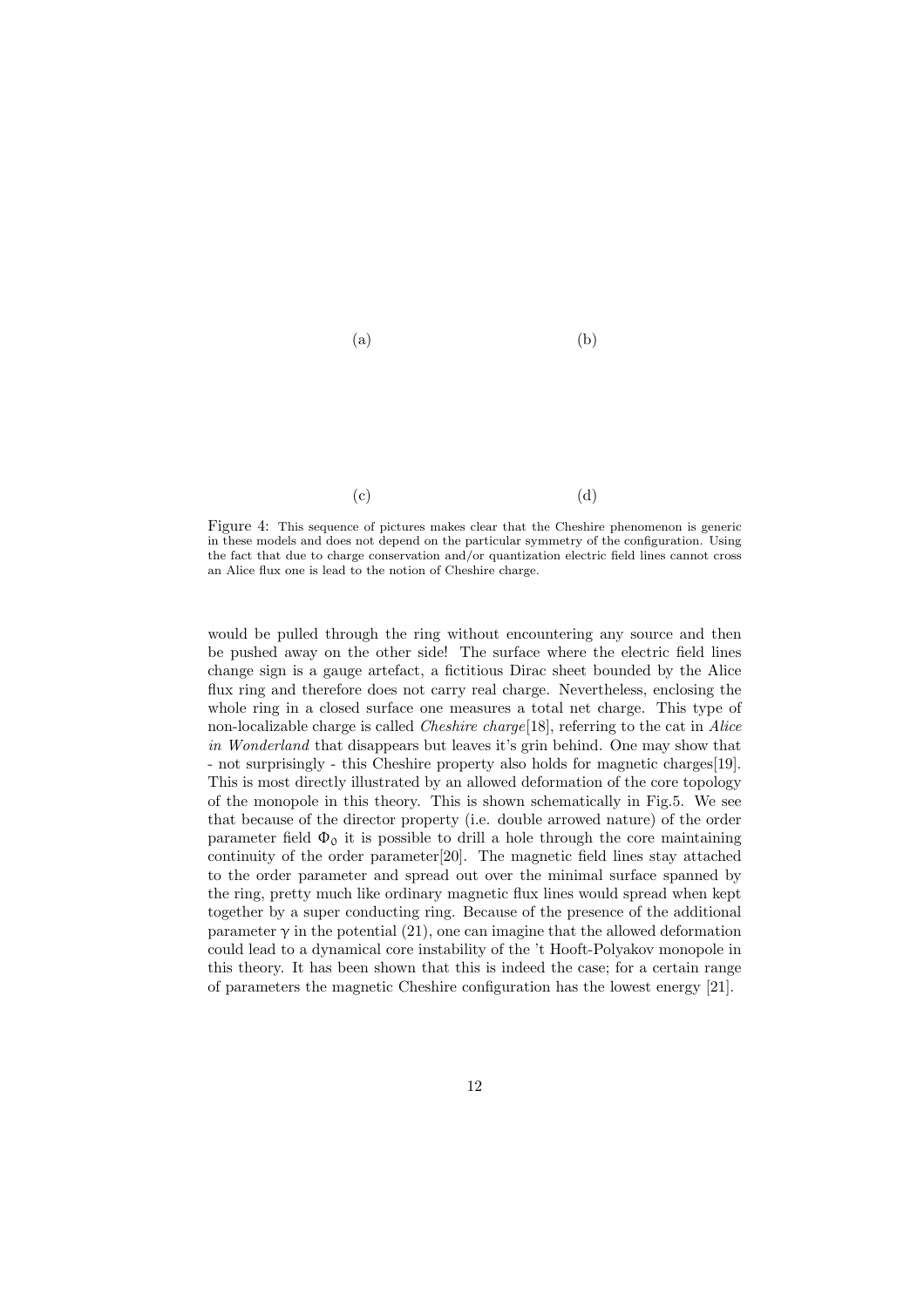(a) (b)

(c) (d)

Figure 4: This sequence of pictures makes clear that the Cheshire phenomenon is generic in these models and does not depend on the particular symmetry of the configuration. Using the fact that due to charge conservation and/or quantization electric field lines cannot cross an Alice flux one is lead to the notion of Cheshire charge.

would be pulled through the ring without encountering any source and then be pushed away on the other side! The surface where the electric field lines change sign is a gauge artefact, a fictitious Dirac sheet bounded by the Alice flux ring and therefore does not carry real charge. Nevertheless, enclosing the whole ring in a closed surface one measures a total net charge. This type of non-localizable charge is called *Cheshire charge*[18], referring to the cat in *Alice in Wonderland* that disappears but leaves it's grin behind. One may show that - not surprisingly - this Cheshire property also holds for magnetic charges[19]. This is most directly illustrated by an allowed deformation of the core topology of the monopole in this theory. This is shown schematically in Fig.5. We see that because of the director property (i.e. double arrowed nature) of the order parameter field $\Phi_0$ it is possible to drill a hole through the core maintaining continuity of the order parameter[20]. The magnetic field lines stay attached to the order parameter and spread out over the minimal surface spanned by the ring, pretty much like ordinary magnetic flux lines would spread when kept together by a super conducting ring. Because of the presence of the additional parameter $\gamma$ in the potential (21), one can imagine that the allowed deformation could lead to a dynamical core instability of the 't Hooft-Polyakov monopole in this theory. It has been shown that this is indeed the case; for a certain range of parameters the magnetic Cheshire configuration has the lowest energy [21].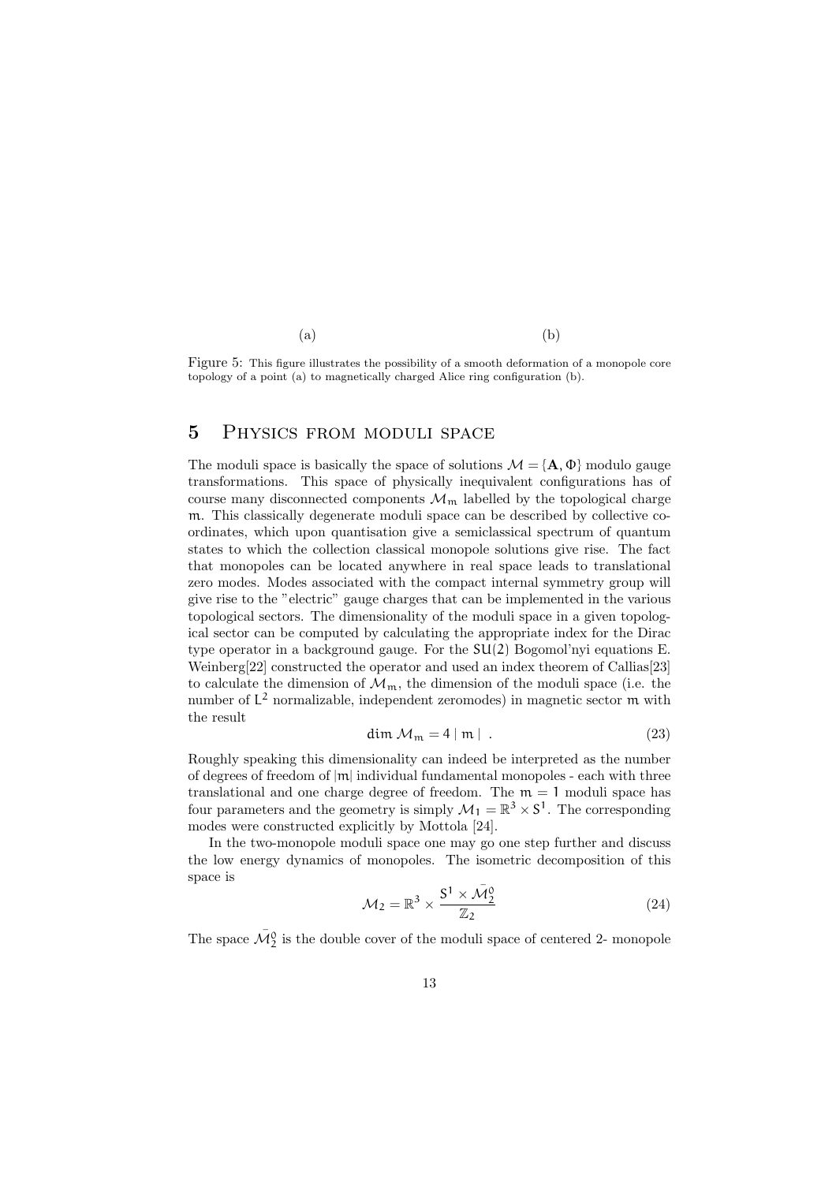(a) (b)

Figure 5: This figure illustrates the possibility of a smooth deformation of a monopole core topology of a point (a) to magnetically charged Alice ring configuration (b).

## 5 Physics from moduli space

The moduli space is basically the space of solutions $\mathcal{M} = \{\mathbf{A}, \Phi\}$ modulo gauge transformations. This space of physically inequivalent configurations has of course many disconnected components $\mathcal{M}_m$ labelled by the topological charge $m$. This classically degenerate moduli space can be described by collective coordinates, which upon quantisation give a semiclassical spectrum of quantum states to which the collection classical monopole solutions give rise. The fact that monopoles can be located anywhere in real space leads to translational zero modes. Modes associated with the compact internal symmetry group will give rise to the "electric" gauge charges that can be implemented in the various topological sectors. The dimensionality of the moduli space in a given topological sector can be computed by calculating the appropriate index for the Dirac type operator in a background gauge. For the $SU(2)$ Bogomol'nyi equations E. Weinberg[22] constructed the operator and used an index theorem of Callias[23] to calculate the dimension of $\mathcal{M}_m$, the dimension of the moduli space (i.e. the number of $L^2$ normalizable, independent zeromodes) in magnetic sector $m$ with the result

$$\dim \mathcal{M}_m = 4 \mid m \mid \ . \tag{23}$$

Roughly speaking this dimensionality can indeed be interpreted as the number of degrees of freedom of $|m|$ individual fundamental monopoles - each with three translational and one charge degree of freedom. The $m = 1$ moduli space has four parameters and the geometry is simply $\mathcal{M}_1 = \mathbb{R}^3 \times S^1$. The corresponding modes were constructed explicitly by Mottola [24].

In the two-monopole moduli space one may go one step further and discuss the low energy dynamics of monopoles. The isometric decomposition of this space is

$$\mathcal{M}_2 = \mathbb{R}^3 \times \frac{S^1 \times \bar{\mathcal{M}}_2^0}{\mathbb{Z}_2} \tag{24}$$

The space $\bar{\mathcal{M}}_2^0$ is the double cover of the moduli space of centered 2- monopole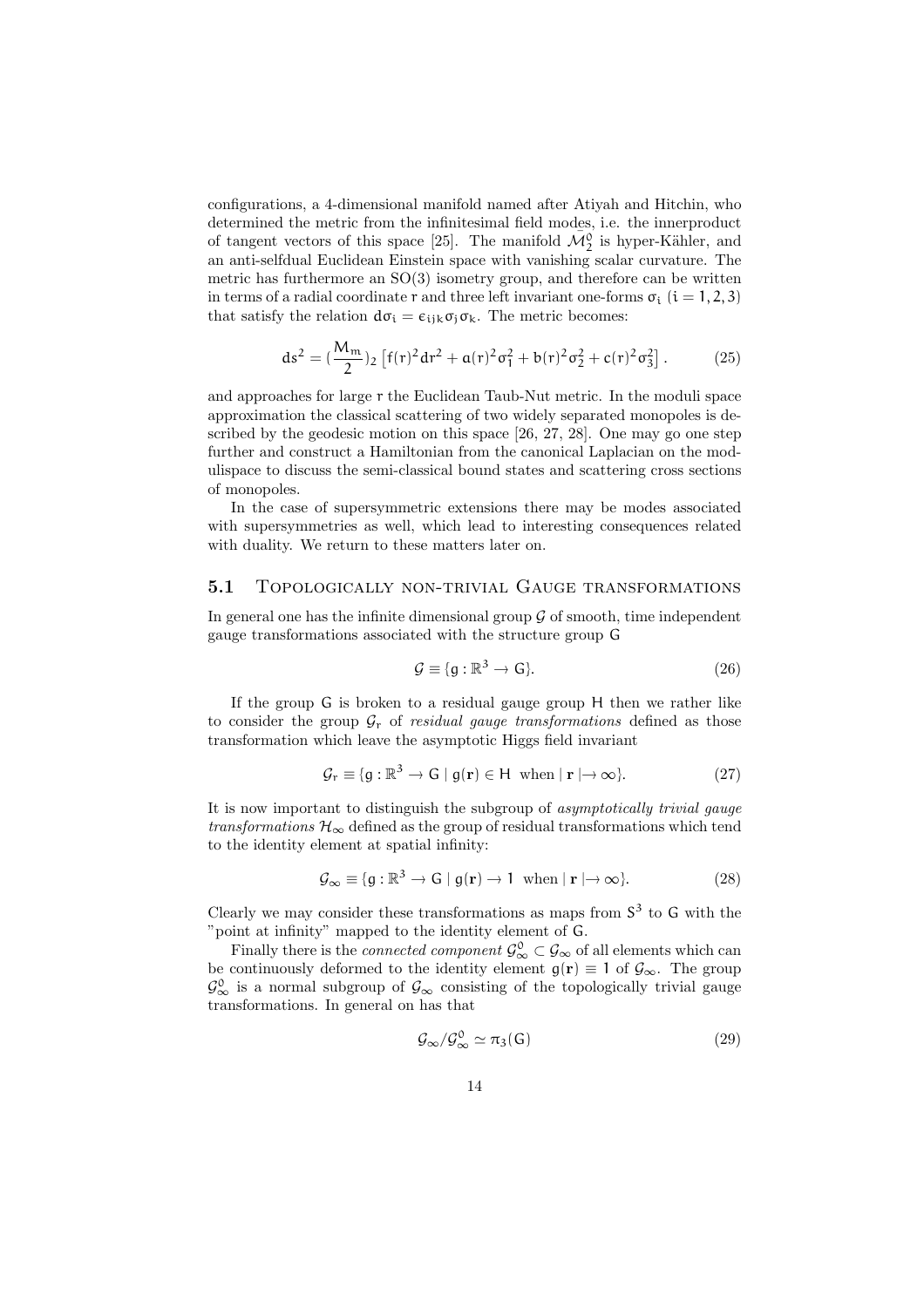configurations, a 4-dimensional manifold named after Atiyah and Hitchin, who determined the metric from the infinitesimal field modes, i.e. the innerproduct of tangent vectors of this space [25]. The manifold $\bar{\mathcal{M}}_2^0$ is hyper-Kähler, and an anti-selfdual Euclidean Einstein space with vanishing scalar curvature. The metric has furthermore an SO(3) isometry group, and therefore can be written in terms of a radial coordinate $r$ and three left invariant one-forms $\sigma_i$ $(i = 1, 2, 3)$ that satisfy the relation $d\sigma_i = \epsilon_{ijk}\sigma_j\sigma_k$. The metric becomes:

$$ds^2 = (\frac{M_m}{2})_2 \left[ f(r)^2 dr^2 + a(r)^2 \sigma_1^2 + b(r)^2 \sigma_2^2 + c(r)^2 \sigma_3^2 \right]. \tag{25}$$

and approaches for large $r$ the Euclidean Taub-Nut metric. In the moduli space approximation the classical scattering of two widely separated monopoles is described by the geodesic motion on this space [26, 27, 28]. One may go one step further and construct a Hamiltonian from the canonical Laplacian on the modulispace to discuss the semi-classical bound states and scattering cross sections of monopoles.

In the case of supersymmetric extensions there may be modes associated with supersymmetries as well, which lead to interesting consequences related with duality. We return to these matters later on.

### 5.1 Topologically non-trivial Gauge transformations

In general one has the infinite dimensional group $\mathcal{G}$ of smooth, time independent gauge transformations associated with the structure group $G$

$$\mathcal{G} \equiv \{g : \mathbb{R}^3 \to G\}. \tag{26}$$

If the group $G$ is broken to a residual gauge group $H$ then we rather like to consider the group $\mathcal{G}_r$ of *residual gauge transformations* defined as those transformation which leave the asymptotic Higgs field invariant

$$\mathcal{G}_r \equiv \{g : \mathbb{R}^3 \to G \mid g(\mathbf{r}) \in H \text{ when } |\, \mathbf{r} \,| \to \infty\}. \tag{27}$$

It is now important to distinguish the subgroup of *asymptotically trivial gauge transformations* $\mathcal{H}_\infty$ defined as the group of residual transformations which tend to the identity element at spatial infinity:

$$\mathcal{G}_\infty \equiv \{g : \mathbb{R}^3 \to G \mid g(\mathbf{r}) \to 1 \text{ when } |\, \mathbf{r} \,| \to \infty\}. \tag{28}$$

Clearly we may consider these transformations as maps from $S^3$ to $G$ with the "point at infinity" mapped to the identity element of $G$.

Finally there is the *connected component* $\mathcal{G}_\infty^0 \subset \mathcal{G}_\infty$ of all elements which can be continuously deformed to the identity element $g(\mathbf{r}) \equiv 1$ of $\mathcal{G}_\infty$. The group $\mathcal{G}_\infty^0$ is a normal subgroup of $\mathcal{G}_\infty$ consisting of the topologically trivial gauge transformations. In general on has that

$$\mathcal{G}_\infty / \mathcal{G}_\infty^0 \simeq \pi_3(G) \tag{29}$$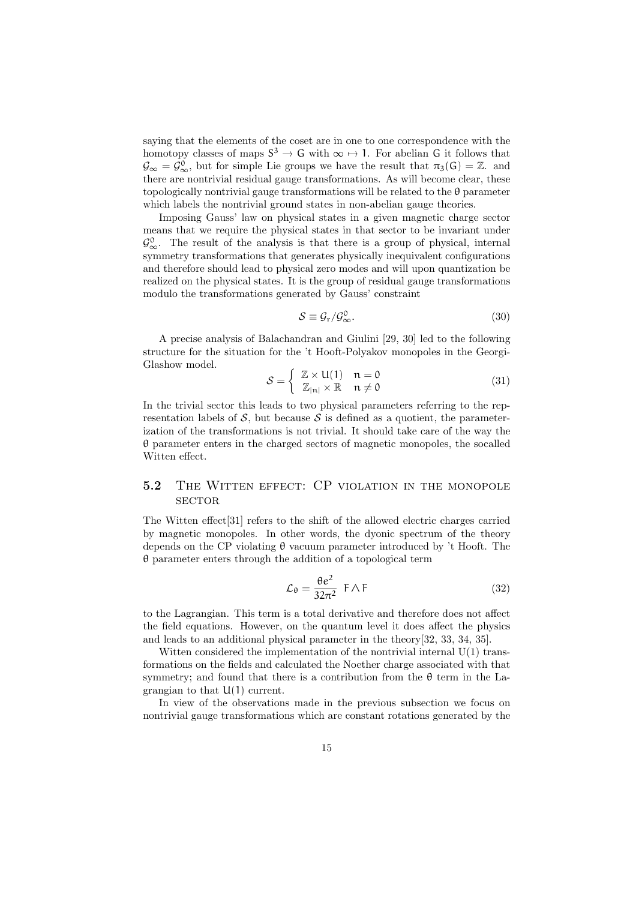saying that the elements of the coset are in one to one correspondence with the homotopy classes of maps $S^3 \to G$ with $\infty \mapsto 1$. For abelian $G$ it follows that $\mathcal{G}_\infty = \mathcal{G}^0_\infty$, but for simple Lie groups we have the result that $\pi_3(G) = \mathbb{Z}$. and there are nontrivial residual gauge transformations. As will become clear, these topologically nontrivial gauge transformations will be related to the $\theta$ parameter which labels the nontrivial ground states in non-abelian gauge theories.

Imposing Gauss' law on physical states in a given magnetic charge sector means that we require the physical states in that sector to be invariant under $\mathcal{G}^0_\infty$. The result of the analysis is that there is a group of physical, internal symmetry transformations that generates physically inequivalent configurations and therefore should lead to physical zero modes and will upon quantization be realized on the physical states. It is the group of residual gauge transformations modulo the transformations generated by Gauss' constraint

$$\mathcal{S} \equiv \mathcal{G}_r / \mathcal{G}^0_\infty. \tag{30}$$

A precise analysis of Balachandran and Giulini [29, 30] led to the following structure for the situation for the 't Hooft-Polyakov monopoles in the Georgi-Glashow model.

$$\mathcal{S} = \begin{cases} \mathbb{Z} \times U(1) & n = 0 \\ \mathbb{Z}_{|n|} \times \mathbb{R} & n \neq 0 \end{cases} \tag{31}$$

In the trivial sector this leads to two physical parameters referring to the representation labels of $\mathcal{S}$, but because $\mathcal{S}$ is defined as a quotient, the parameterization of the transformations is not trivial. It should take care of the way the $\theta$ parameter enters in the charged sectors of magnetic monopoles, the socalled Witten effect.

## 5.2 The Witten effect: CP violation in the monopole sector

The Witten effect[31] refers to the shift of the allowed electric charges carried by magnetic monopoles. In other words, the dyonic spectrum of the theory depends on the CP violating $\theta$ vacuum parameter introduced by 't Hooft. The $\theta$ parameter enters through the addition of a topological term

$$\mathcal{L}_\theta = \frac{\theta e^2}{32\pi^2} \; F \wedge F \tag{32}$$

to the Lagrangian. This term is a total derivative and therefore does not affect the field equations. However, on the quantum level it does affect the physics and leads to an additional physical parameter in the theory[32, 33, 34, 35].

Witten considered the implementation of the nontrivial internal U(1) transformations on the fields and calculated the Noether charge associated with that symmetry; and found that there is a contribution from the $\theta$ term in the Lagrangian to that $U(1)$ current.

In view of the observations made in the previous subsection we focus on nontrivial gauge transformations which are constant rotations generated by the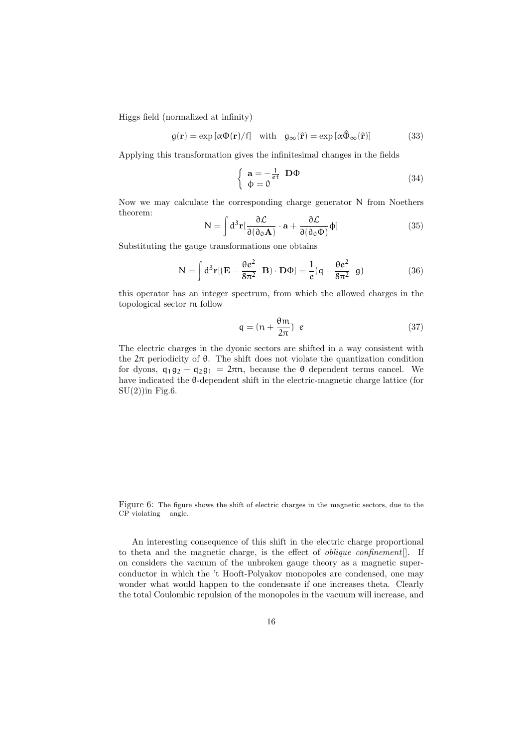Higgs field (normalized at infinity)

$$g(\mathbf{r}) = \exp\left[\alpha\Phi(\mathbf{r})/f\right] \quad \text{with} \quad g_\infty(\hat{\mathbf{r}}) = \exp\left[\alpha\hat{\Phi}_\infty(\hat{\mathbf{r}})\right] \tag{33}$$

Applying this transformation gives the infinitesimal changes in the fields

$$\begin{cases} \mathbf{a} = -\frac{1}{ef} \ \mathbf{D}\Phi \\ \phi = 0 \end{cases} \tag{34}$$

Now we may calculate the corresponding charge generator $N$ from Noethers theorem:

$$N = \int d^3\mathbf{r}\left[\frac{\partial\mathcal{L}}{\partial(\partial_0\mathbf{A})}\cdot\mathbf{a} + \frac{\partial\mathcal{L}}{\partial(\partial_0\Phi)}\phi\right] \tag{35}$$

Substituting the gauge transformations one obtains

$$N = \int d^3\mathbf{r}\left[\left(\mathbf{E} - \frac{\theta e^2}{8\pi^2} \ \mathbf{B}\right)\cdot\mathbf{D}\Phi\right] = \frac{1}{e}\left(q - \frac{\theta e^2}{8\pi^2} \ g\right) \tag{36}$$

this operator has an integer spectrum, from which the allowed charges in the topological sector $m$ follow

$$q = \left(n + \frac{\theta m}{2\pi}\right) \ e \tag{37}$$

The electric charges in the dyonic sectors are shifted in a way consistent with the $2\pi$ periodicity of $\theta$. The shift does not violate the quantization condition for dyons, $q_1 g_2 - q_2 g_1 = 2\pi n$, because the $\theta$ dependent terms cancel. We have indicated the $\theta$-dependent shift in the electric-magnetic charge lattice (for SU(2))in Fig.6.

Figure 6: The figure shows the shift of electric charges in the magnetic sectors, due to the CP violating angle.

An interesting consequence of this shift in the electric charge proportional to theta and the magnetic charge, is the effect of *oblique confinement*[]. If on considers the vacuum of the unbroken gauge theory as a magnetic superconductor in which the 't Hooft-Polyakov monopoles are condensed, one may wonder what would happen to the condensate if one increases theta. Clearly the total Coulombic repulsion of the monopoles in the vacuum will increase, and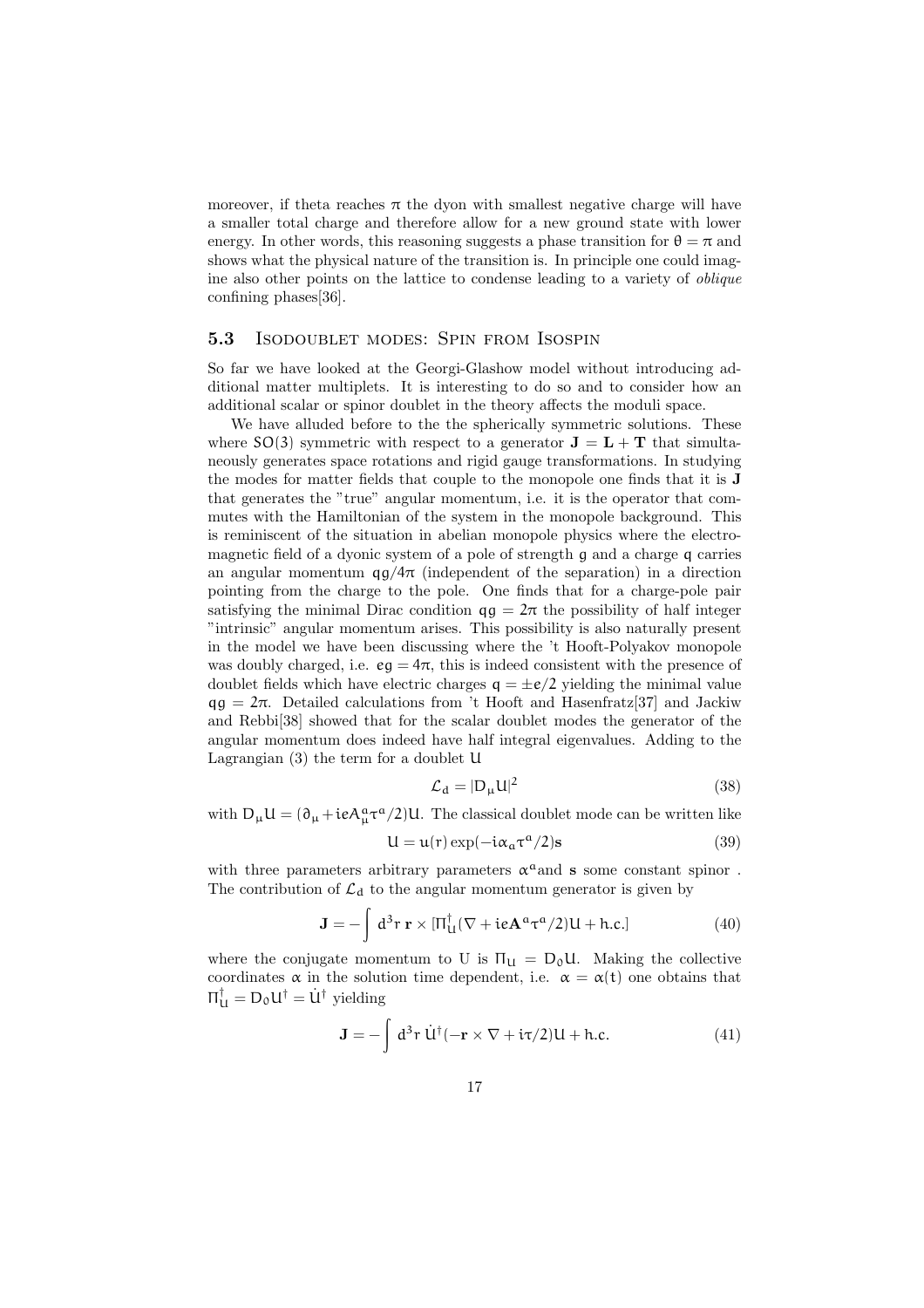moreover, if theta reaches $\pi$ the dyon with smallest negative charge will have a smaller total charge and therefore allow for a new ground state with lower energy. In other words, this reasoning suggests a phase transition for $\theta = \pi$ and shows what the physical nature of the transition is. In principle one could imagine also other points on the lattice to condense leading to a variety of *oblique* confining phases[36].

### 5.3 Isodoublet modes: Spin from Isospin

So far we have looked at the Georgi-Glashow model without introducing additional matter multiplets. It is interesting to do so and to consider how an additional scalar or spinor doublet in the theory affects the moduli space.

We have alluded before to the the spherically symmetric solutions. These where $SO(3)$ symmetric with respect to a generator $\mathbf{J} = \mathbf{L} + \mathbf{T}$ that simultaneously generates space rotations and rigid gauge transformations. In studying the modes for matter fields that couple to the monopole one finds that it is $\mathbf{J}$ that generates the "true" angular momentum, i.e. it is the operator that commutes with the Hamiltonian of the system in the monopole background. This is reminiscent of the situation in abelian monopole physics where the electromagnetic field of a dyonic system of a pole of strength $g$ and a charge $q$ carries an angular momentum $qg/4\pi$ (independent of the separation) in a direction pointing from the charge to the pole. One finds that for a charge-pole pair satisfying the minimal Dirac condition $qg = 2\pi$ the possibility of half integer "intrinsic" angular momentum arises. This possibility is also naturally present in the model we have been discussing where the 't Hooft-Polyakov monopole was doubly charged, i.e. $eg = 4\pi$, this is indeed consistent with the presence of doublet fields which have electric charges $q = \pm e/2$ yielding the minimal value $qg = 2\pi$. Detailed calculations from 't Hooft and Hasenfratz[37] and Jackiw and Rebbi[38] showed that for the scalar doublet modes the generator of the angular momentum does indeed have half integral eigenvalues. Adding to the Lagrangian (3) the term for a doublet $U$

$$\mathcal{L}_d = |D_\mu U|^2 \tag{38}$$

with $D_\mu U = (\partial_\mu + ieA_\mu^a \tau^a/2)U$. The classical doublet mode can be written like

$$U = u(r)\exp(-i\alpha_a \tau^a/2)\mathbf{s} \tag{39}$$

with three parameters arbitrary parameters $\alpha^a$and $\mathbf{s}$ some constant spinor . The contribution of $\mathcal{L}_d$ to the angular momentum generator is given by

$$\mathbf{J} = -\int d^3r\ \mathbf{r} \times [\Pi_U^\dagger(\nabla + ie\mathbf{A}^a\tau^a/2)U + \text{h.c.}] \tag{40}$$

where the conjugate momentum to U is $\Pi_U = D_0 U$. Making the collective coordinates $\alpha$ in the solution time dependent, i.e. $\alpha = \alpha(t)$ one obtains that $\Pi_U^\dagger = D_0 U^\dagger = \dot{U}^\dagger$ yielding

$$\mathbf{J} = -\int d^3r\ \dot{U}^\dagger(-\mathbf{r} \times \nabla + i\tau/2)U + \text{h.c.} \tag{41}$$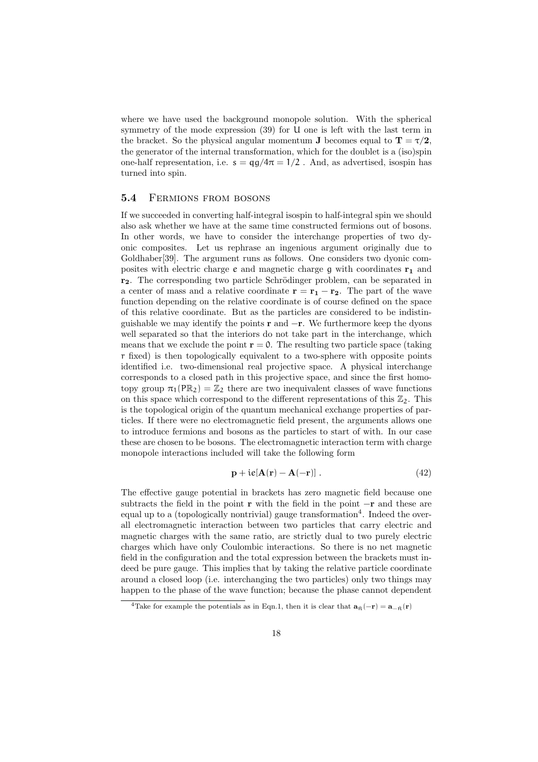where we have used the background monopole solution. With the spherical symmetry of the mode expression (39) for U one is left with the last term in the bracket. So the physical angular momentum $\mathbf{J}$ becomes equal to $\mathbf{T} = \tau/\mathbf{2}$, the generator of the internal transformation, which for the doublet is a (iso)spin one-half representation, i.e. $s = qg/4\pi = 1/2$ . And, as advertised, isospin has turned into spin.

### 5.4 Fermions from bosons

If we succeeded in converting half-integral isospin to half-integral spin we should also ask whether we have at the same time constructed fermions out of bosons. In other words, we have to consider the interchange properties of two dyonic composites. Let us rephrase an ingenious argument originally due to Goldhaber[39]. The argument runs as follows. One considers two dyonic composites with electric charge $e$ and magnetic charge $g$ with coordinates $\mathbf{r_1}$ and $\mathbf{r_2}$. The corresponding two particle Schrödinger problem, can be separated in a center of mass and a relative coordinate $\mathbf{r} = \mathbf{r_1} - \mathbf{r_2}$. The part of the wave function depending on the relative coordinate is of course defined on the space of this relative coordinate. But as the particles are considered to be indistinguishable we may identify the points $\mathbf{r}$ and $-\mathbf{r}$. We furthermore keep the dyons well separated so that the interiors do not take part in the interchange, which means that we exclude the point $\mathbf{r} = 0$. The resulting two particle space (taking $r$ fixed) is then topologically equivalent to a two-sphere with opposite points identified i.e. two-dimensional real projective space. A physical interchange corresponds to a closed path in this projective space, and since the first homotopy group $\pi_1(P\mathbb{R}_2) = \mathbb{Z}_2$ there are two inequivalent classes of wave functions on this space which correspond to the different representations of this $\mathbb{Z}_2$. This is the topological origin of the quantum mechanical exchange properties of particles. If there were no electromagnetic field present, the arguments allows one to introduce fermions and bosons as the particles to start of with. In our case these are chosen to be bosons. The electromagnetic interaction term with charge monopole interactions included will take the following form

$$\mathbf{p} + ie[\mathbf{A}(\mathbf{r}) - \mathbf{A}(-\mathbf{r})] \ . \tag{42}$$

The effective gauge potential in brackets has zero magnetic field because one subtracts the field in the point $\mathbf{r}$ with the field in the point $-\mathbf{r}$ and these are equal up to a (topologically nontrivial) gauge transformation[4]. Indeed the overall electromagnetic interaction between two particles that carry electric and magnetic charges with the same ratio, are strictly dual to two purely electric charges which have only Coulombic interactions. So there is no net magnetic field in the configuration and the total expression between the brackets must indeed be pure gauge. This implies that by taking the relative particle coordinate around a closed loop (i.e. interchanging the two particles) only two things may happen to the phase of the wave function; because the phase cannot dependent

[4] Take for example the potentials as in Eqn.1, then it is clear that $\mathbf{a}_{\hat{n}}(-\mathbf{r}) = \mathbf{a}_{-\hat{n}}(\mathbf{r})$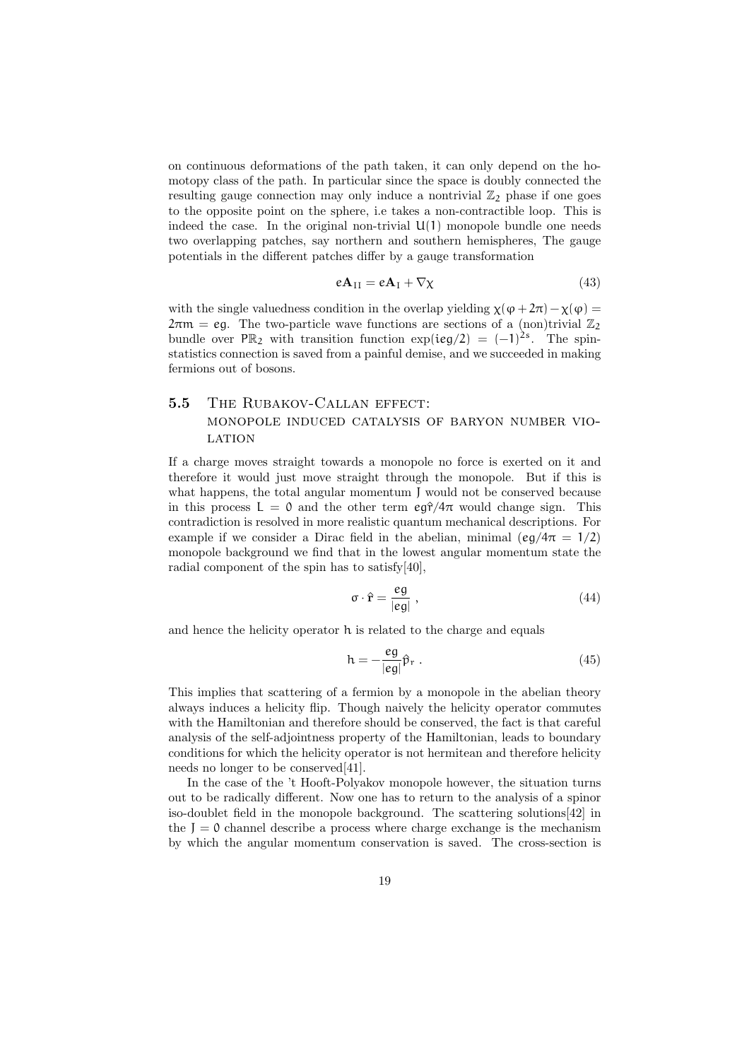on continuous deformations of the path taken, it can only depend on the homotopy class of the path. In particular since the space is doubly connected the resulting gauge connection may only induce a nontrivial $\mathbb{Z}_2$ phase if one goes to the opposite point on the sphere, i.e takes a non-contractible loop. This is indeed the case. In the original non-trivial $U(1)$ monopole bundle one needs two overlapping patches, say northern and southern hemispheres, The gauge potentials in the different patches differ by a gauge transformation

$$e\mathbf{A}_{II} = e\mathbf{A}_I + \nabla\chi \tag{43}$$

with the single valuedness condition in the overlap yielding $\chi(\varphi + 2\pi) - \chi(\varphi) = 2\pi m = eg$. The two-particle wave functions are sections of a (non)trivial $\mathbb{Z}_2$ bundle over $P\mathbb{R}_2$ with transition function $\exp(ieg/2) = (-1)^{2s}$. The spin-statistics connection is saved from a painful demise, and we succeeded in making fermions out of bosons.

### 5.5 The Rubakov-Callan effect: monopole induced catalysis of baryon number violation

If a charge moves straight towards a monopole no force is exerted on it and therefore it would just move straight through the monopole. But if this is what happens, the total angular momentum $J$ would not be conserved because in this process $L = 0$ and the other term $eg\hat{r}/4\pi$ would change sign. This contradiction is resolved in more realistic quantum mechanical descriptions. For example if we consider a Dirac field in the abelian, minimal ($eg/4\pi = 1/2$) monopole background we find that in the lowest angular momentum state the radial component of the spin has to satisfy[40],

$$\sigma \cdot \hat{\mathbf{r}} = \frac{eg}{|eg|}\ , \tag{44}$$

and hence the helicity operator $h$ is related to the charge and equals

$$h = -\frac{eg}{|eg|}\hat{p}_r\ . \tag{45}$$

This implies that scattering of a fermion by a monopole in the abelian theory always induces a helicity flip. Though naively the helicity operator commutes with the Hamiltonian and therefore should be conserved, the fact is that careful analysis of the self-adjointness property of the Hamiltonian, leads to boundary conditions for which the helicity operator is not hermitean and therefore helicity needs no longer to be conserved[41].

In the case of the 't Hooft-Polyakov monopole however, the situation turns out to be radically different. Now one has to return to the analysis of a spinor iso-doublet field in the monopole background. The scattering solutions[42] in the $J = 0$ channel describe a process where charge exchange is the mechanism by which the angular momentum conservation is saved. The cross-section is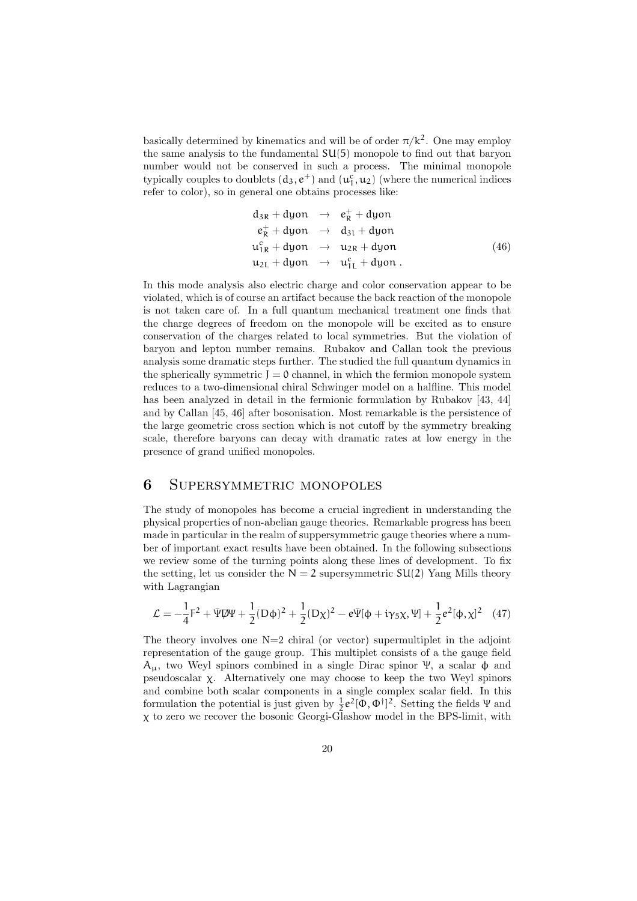basically determined by kinematics and will be of order $\pi/k^2$. One may employ the same analysis to the fundamental $SU(5)$ monopole to find out that baryon number would not be conserved in such a process. The minimal monopole typically couples to doublets $(d_3, e^+)$ and $(u_1^c, u_2)$ (where the numerical indices refer to color), so in general one obtains processes like:

$$
\begin{aligned}
d_{3R} + \text{dyon} &\rightarrow e_R^+ + \text{dyon} \\
e_R^+ + \text{dyon} &\rightarrow d_{3L} + \text{dyon} \\
u_{1R}^c + \text{dyon} &\rightarrow u_{2R} + \text{dyon} \\
u_{2L} + \text{dyon} &\rightarrow u_{1L}^c + \text{dyon}\,.
\end{aligned} \tag{46}
$$

In this mode analysis also electric charge and color conservation appear to be violated, which is of course an artifact because the back reaction of the monopole is not taken care of. In a full quantum mechanical treatment one finds that the charge degrees of freedom on the monopole will be excited as to ensure conservation of the charges related to local symmetries. But the violation of baryon and lepton number remains. Rubakov and Callan took the previous analysis some dramatic steps further. The studied the full quantum dynamics in the spherically symmetric $J = 0$ channel, in which the fermion monopole system reduces to a two-dimensional chiral Schwinger model on a halfline. This model has been analyzed in detail in the fermionic formulation by Rubakov [43, 44] and by Callan [45, 46] after bosonisation. Most remarkable is the persistence of the large geometric cross section which is not cutoff by the symmetry breaking scale, therefore baryons can decay with dramatic rates at low energy in the presence of grand unified monopoles.

## 6 Supersymmetric monopoles

The study of monopoles has become a crucial ingredient in understanding the physical properties of non-abelian gauge theories. Remarkable progress has been made in particular in the realm of suppersymmetric gauge theories where a number of important exact results have been obtained. In the following subsections we review some of the turning points along these lines of development. To fix the setting, let us consider the $N = 2$ supersymmetric $SU(2)$ Yang Mills theory with Lagrangian

$$
\mathcal{L} = -\frac{1}{4}F^2 + \bar{\Psi}\not{D}\Psi + \frac{1}{2}(D\phi)^2 + \frac{1}{2}(D\chi)^2 - e\bar{\Psi}[\phi + i\gamma_5\chi, \Psi] + \frac{1}{2}e^2[\phi, \chi]^2 \tag{47}
$$

The theory involves one N=2 chiral (or vector) supermultiplet in the adjoint representation of the gauge group. This multiplet consists of a the gauge field $A_\mu$, two Weyl spinors combined in a single Dirac spinor $\Psi$, a scalar $\phi$ and pseudoscalar $\chi$. Alternatively one may choose to keep the two Weyl spinors and combine both scalar components in a single complex scalar field. In this formulation the potential is just given by $\frac{1}{2}e^2[\Phi, \Phi^\dagger]^2$. Setting the fields $\Psi$ and $\chi$ to zero we recover the bosonic Georgi-Glashow model in the BPS-limit, with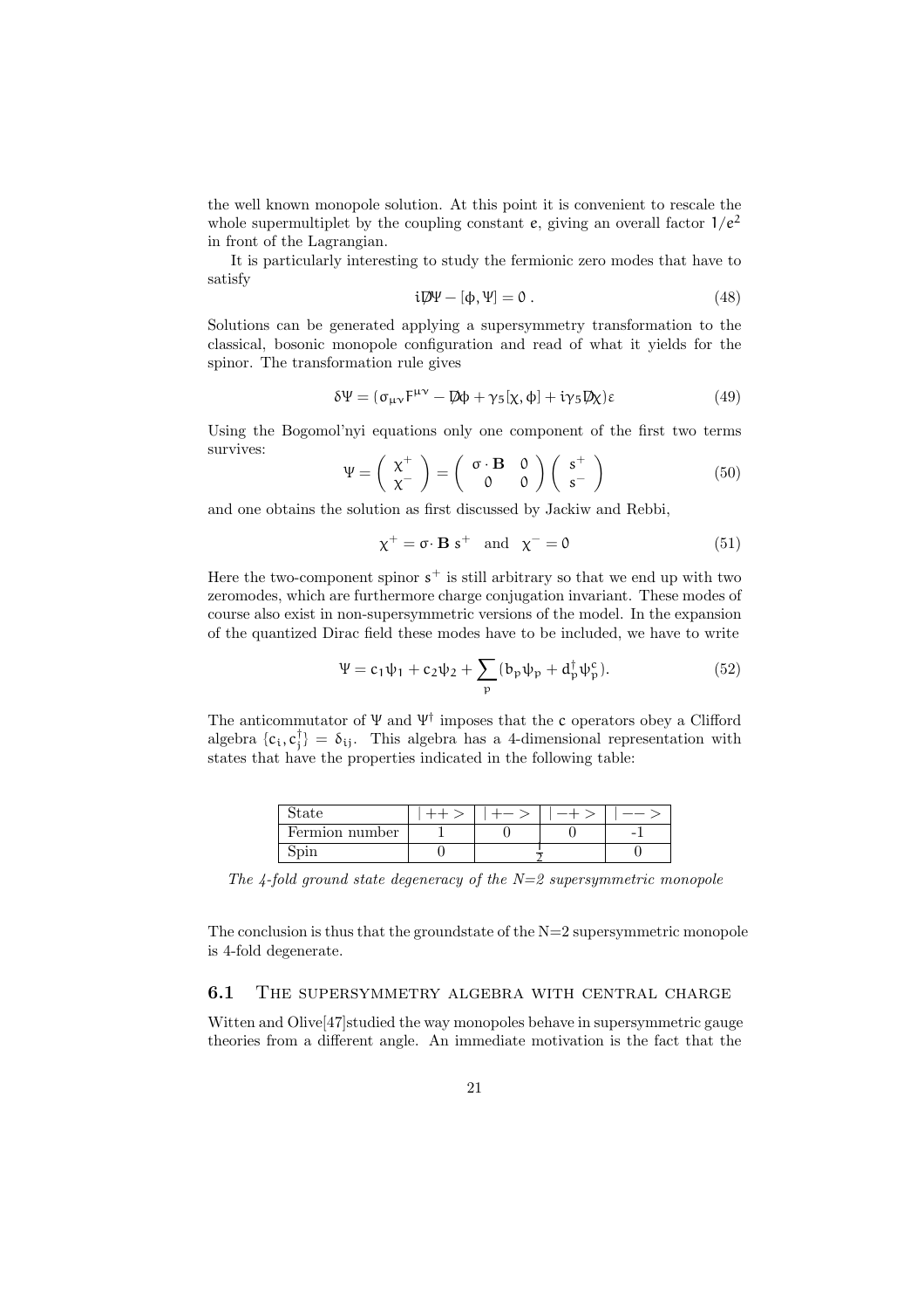the well known monopole solution. At this point it is convenient to rescale the whole supermultiplet by the coupling constant $e$, giving an overall factor $1/e^2$ in front of the Lagrangian.

It is particularly interesting to study the fermionic zero modes that have to satisfy

$$i\not{D}\Psi - [\phi, \Psi] = 0 \, . \tag{48}$$

Solutions can be generated applying a supersymmetry transformation to the classical, bosonic monopole configuration and read of what it yields for the spinor. The transformation rule gives

$$\delta\Psi = (\sigma_{\mu\nu}F^{\mu\nu} - \not{D}\phi + \gamma_5[\chi, \phi] + i\gamma_5\not{D}\chi)\varepsilon \tag{49}$$

Using the Bogomol'nyi equations only one component of the first two terms survives:

$$\Psi = \begin{pmatrix} \chi^+ \\ \chi^- \end{pmatrix} = \begin{pmatrix} \sigma \cdot \mathbf{B} & 0 \\ 0 & 0 \end{pmatrix} \begin{pmatrix} s^+ \\ s^- \end{pmatrix} \tag{50}$$

and one obtains the solution as first discussed by Jackiw and Rebbi,

$$\chi^+ = \sigma \cdot \mathbf{B} \; s^+ \quad \text{and} \quad \chi^- = 0 \tag{51}$$

Here the two-component spinor $s^+$ is still arbitrary so that we end up with two zeromodes, which are furthermore charge conjugation invariant. These modes of course also exist in non-supersymmetric versions of the model. In the expansion of the quantized Dirac field these modes have to be included, we have to write

$$\Psi = c_1\psi_1 + c_2\psi_2 + \sum_p (b_p\psi_p + d_p^\dagger\psi_p^c). \tag{52}$$

The anticommutator of $\Psi$ and $\Psi^\dagger$ imposes that the $c$ operators obey a Clifford algebra $\{c_i, c_j^\dagger\} = \delta_{ij}$. This algebra has a 4-dimensional representation with states that have the properties indicated in the following table:

| State | $\vert ++>$ | $\vert +->$ | $\vert -+>$ | $\vert -->$ |
|---|---|---|---|---|
| Fermion number | 1 | 0 | 0 | -1 |
| Spin | 0 | $\frac{1}{2}$ | | 0 |

*The 4-fold ground state degeneracy of the N=2 supersymmetric monopole*

The conclusion is thus that the groundstate of the N=2 supersymmetric monopole is 4-fold degenerate.

### 6.1 The supersymmetry algebra with central charge

Witten and Olive[47]studied the way monopoles behave in supersymmetric gauge theories from a different angle. An immediate motivation is the fact that the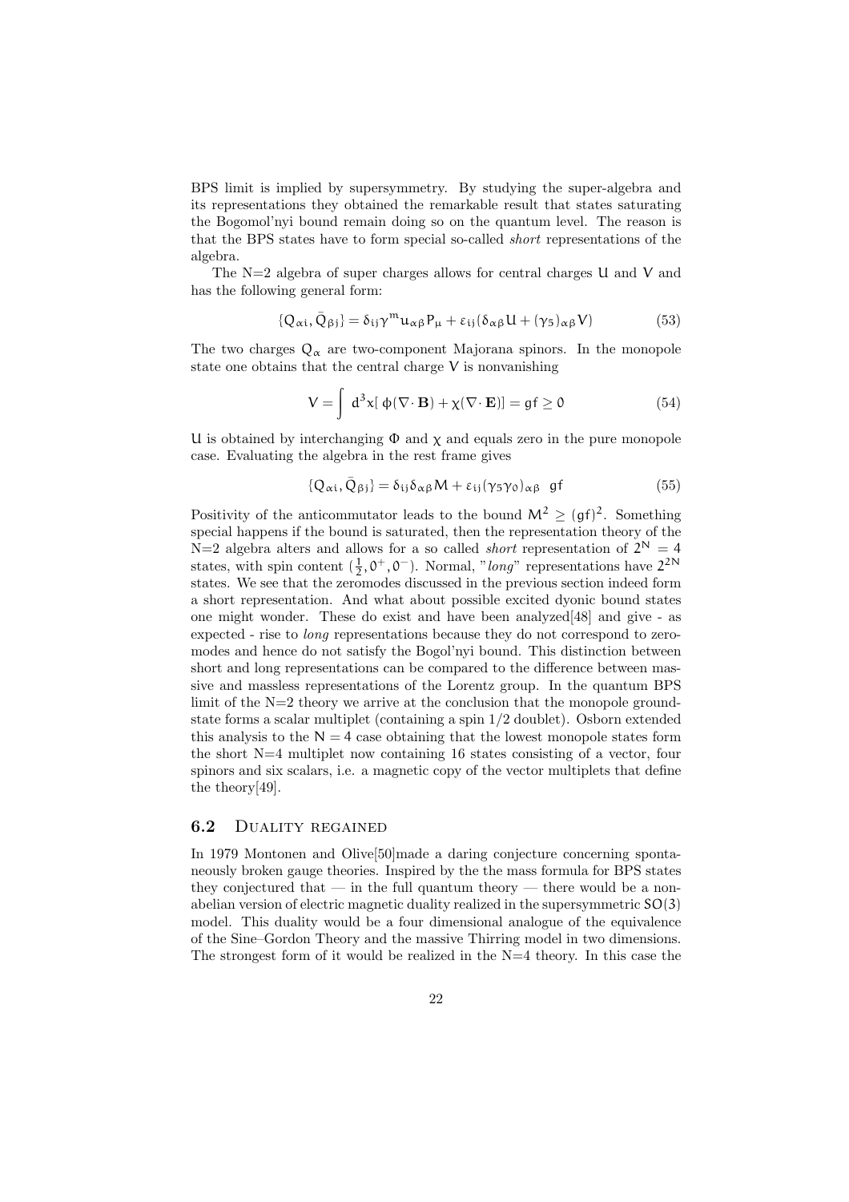BPS limit is implied by supersymmetry. By studying the super-algebra and its representations they obtained the remarkable result that states saturating the Bogomol'nyi bound remain doing so on the quantum level. The reason is that the BPS states have to form special so-called *short* representations of the algebra.

The N=2 algebra of super charges allows for central charges $U$ and $V$ and has the following general form:

$$\{Q_{\alpha i}, \bar{Q}_{\beta j}\} = \delta_{ij}\gamma^m u_{\alpha\beta} P_\mu + \varepsilon_{ij}(\delta_{\alpha\beta} U + (\gamma_5)_{\alpha\beta} V) \tag{53}$$

The two charges $Q_\alpha$ are two-component Majorana spinors. In the monopole state one obtains that the central charge $V$ is nonvanishing

$$V = \int d^3x [\, \phi(\nabla \cdot \mathbf{B}) + \chi(\nabla \cdot \mathbf{E})] = gf \geq 0 \tag{54}$$

$U$ is obtained by interchanging $\Phi$ and $\chi$ and equals zero in the pure monopole case. Evaluating the algebra in the rest frame gives

$$\{Q_{\alpha i}, \bar{Q}_{\beta j}\} = \delta_{ij}\delta_{\alpha\beta} M + \varepsilon_{ij}(\gamma_5\gamma_0)_{\alpha\beta} \;\; gf \tag{55}$$

Positivity of the anticommutator leads to the bound $M^2 \geq (gf)^2$. Something special happens if the bound is saturated, then the representation theory of the N=2 algebra alters and allows for a so called *short* representation of $2^N = 4$ states, with spin content $(\frac{1}{2}, 0^+, 0^-)$. Normal, "*long*" representations have $2^{2N}$ states. We see that the zeromodes discussed in the previous section indeed form a short representation. And what about possible excited dyonic bound states one might wonder. These do exist and have been analyzed[48] and give - as expected - rise to *long* representations because they do not correspond to zeromodes and hence do not satisfy the Bogol'nyi bound. This distinction between short and long representations can be compared to the difference between massive and massless representations of the Lorentz group. In the quantum BPS limit of the N=2 theory we arrive at the conclusion that the monopole groundstate forms a scalar multiplet (containing a spin 1/2 doublet). Osborn extended this analysis to the $N = 4$ case obtaining that the lowest monopole states form the short N=4 multiplet now containing 16 states consisting of a vector, four spinors and six scalars, i.e. a magnetic copy of the vector multiplets that define the theory[49].

## 6.2 Duality regained

In 1979 Montonen and Olive[50]made a daring conjecture concerning spontaneously broken gauge theories. Inspired by the the mass formula for BPS states they conjectured that — in the full quantum theory — there would be a nonabelian version of electric magnetic duality realized in the supersymmetric $SO(3)$ model. This duality would be a four dimensional analogue of the equivalence of the Sine–Gordon Theory and the massive Thirring model in two dimensions. The strongest form of it would be realized in the N=4 theory. In this case the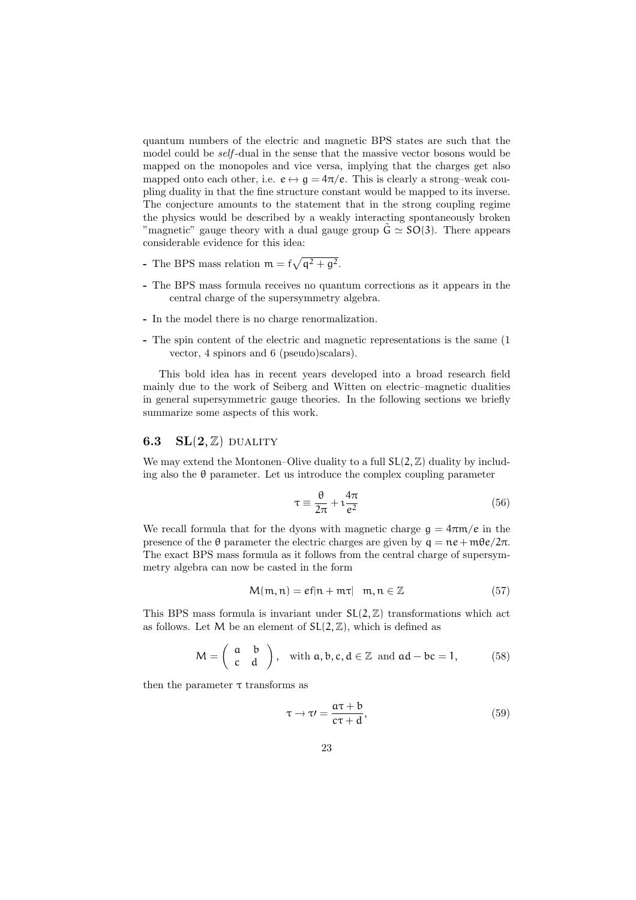quantum numbers of the electric and magnetic BPS states are such that the model could be *self*-dual in the sense that the massive vector bosons would be mapped on the monopoles and vice versa, implying that the charges get also mapped onto each other, i.e. $e \leftrightarrow g = 4\pi/e$. This is clearly a strong–weak coupling duality in that the fine structure constant would be mapped to its inverse. The conjecture amounts to the statement that in the strong coupling regime the physics would be described by a weakly interacting spontaneously broken "magnetic" gauge theory with a dual gauge group $\tilde{G} \simeq SO(3)$. There appears considerable evidence for this idea:

- The BPS mass relation $m = f\sqrt{q^2 + g^2}$.
- The BPS mass formula receives no quantum corrections as it appears in the central charge of the supersymmetry algebra.
- In the model there is no charge renormalization.
- The spin content of the electric and magnetic representations is the same (1 vector, 4 spinors and 6 (pseudo)scalars).

This bold idea has in recent years developed into a broad research field mainly due to the work of Seiberg and Witten on electric–magnetic dualities in general supersymmetric gauge theories. In the following sections we briefly summarize some aspects of this work.

### 6.3 $SL(2, \mathbb{Z})$ duality

We may extend the Montonen–Olive duality to a full $SL(2, \mathbb{Z})$ duality by including also the $\theta$ parameter. Let us introduce the complex coupling parameter

$$\tau \equiv \frac{\theta}{2\pi} + \imath \frac{4\pi}{e^2} \tag{56}$$

We recall formula that for the dyons with magnetic charge $g = 4\pi m/e$ in the presence of the $\theta$ parameter the electric charges are given by $q = ne + m\theta e/2\pi$. The exact BPS mass formula as it follows from the central charge of supersymmetry algebra can now be casted in the form

$$M(m, n) = ef|n + m\tau| \quad m, n \in \mathbb{Z} \tag{57}$$

This BPS mass formula is invariant under $SL(2, \mathbb{Z})$ transformations which act as follows. Let $M$ be an element of $SL(2, \mathbb{Z})$, which is defined as

$$M = \begin{pmatrix} a & b \\ c & d \end{pmatrix}, \quad \text{with } a, b, c, d \in \mathbb{Z} \text{ and } ad - bc = 1, \tag{58}$$

then the parameter $\tau$ transforms as

$$\tau \rightarrow \tau\prime = \frac{a\tau + b}{c\tau + d}, \tag{59}$$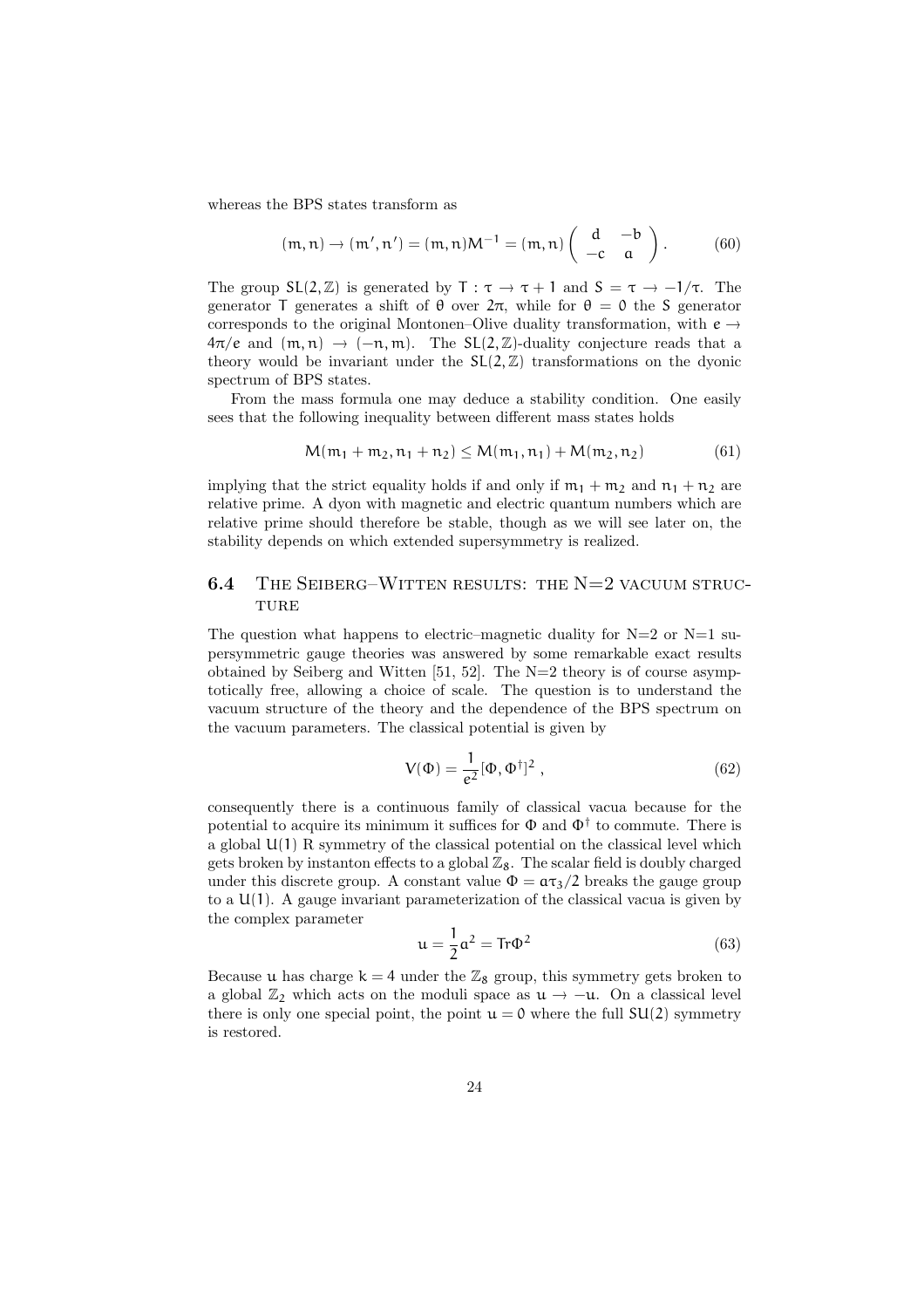whereas the BPS states transform as

$$(m, n) \to (m', n') = (m, n)M^{-1} = (m, n) \begin{pmatrix} d & -b \\ -c & a \end{pmatrix} . \tag{60}$$

The group $SL(2, \mathbb{Z})$ is generated by $T : \tau \to \tau + 1$ and $S = \tau \to -1/\tau$. The generator $T$ generates a shift of $\theta$ over $2\pi$, while for $\theta = 0$ the $S$ generator corresponds to the original Montonen–Olive duality transformation, with $e \to 4\pi/e$ and $(m, n) \to (-n, m)$. The $SL(2, \mathbb{Z})$-duality conjecture reads that a theory would be invariant under the $SL(2, \mathbb{Z})$ transformations on the dyonic spectrum of BPS states.

From the mass formula one may deduce a stability condition. One easily sees that the following inequality between different mass states holds

$$M(m_1 + m_2, n_1 + n_2) \leq M(m_1, n_1) + M(m_2, n_2) \tag{61}$$

implying that the strict equality holds if and only if $m_1 + m_2$ and $n_1 + n_2$ are relative prime. A dyon with magnetic and electric quantum numbers which are relative prime should therefore be stable, though as we will see later on, the stability depends on which extended supersymmetry is realized.

## 6.4 The Seiberg–Witten results: the N=2 vacuum structure

The question what happens to electric–magnetic duality for N=2 or N=1 supersymmetric gauge theories was answered by some remarkable exact results obtained by Seiberg and Witten [51, 52]. The N=2 theory is of course asymptotically free, allowing a choice of scale. The question is to understand the vacuum structure of the theory and the dependence of the BPS spectrum on the vacuum parameters. The classical potential is given by

$$V(\Phi) = \frac{1}{e^2}[\Phi, \Phi^\dagger]^2 , \tag{62}$$

consequently there is a continuous family of classical vacua because for the potential to acquire its minimum it suffices for $\Phi$ and $\Phi^\dagger$ to commute. There is a global $U(1)$ R symmetry of the classical potential on the classical level which gets broken by instanton effects to a global $\mathbb{Z}_8$. The scalar field is doubly charged under this discrete group. A constant value $\Phi = a\tau_3/2$ breaks the gauge group to a $U(1)$. A gauge invariant parameterization of the classical vacua is given by the complex parameter

$$u = \frac{1}{2}a^2 = \text{Tr}\Phi^2 \tag{63}$$

Because $u$ has charge $k = 4$ under the $\mathbb{Z}_8$ group, this symmetry gets broken to a global $\mathbb{Z}_2$ which acts on the moduli space as $u \to -u$. On a classical level there is only one special point, the point $u = 0$ where the full $SU(2)$ symmetry is restored.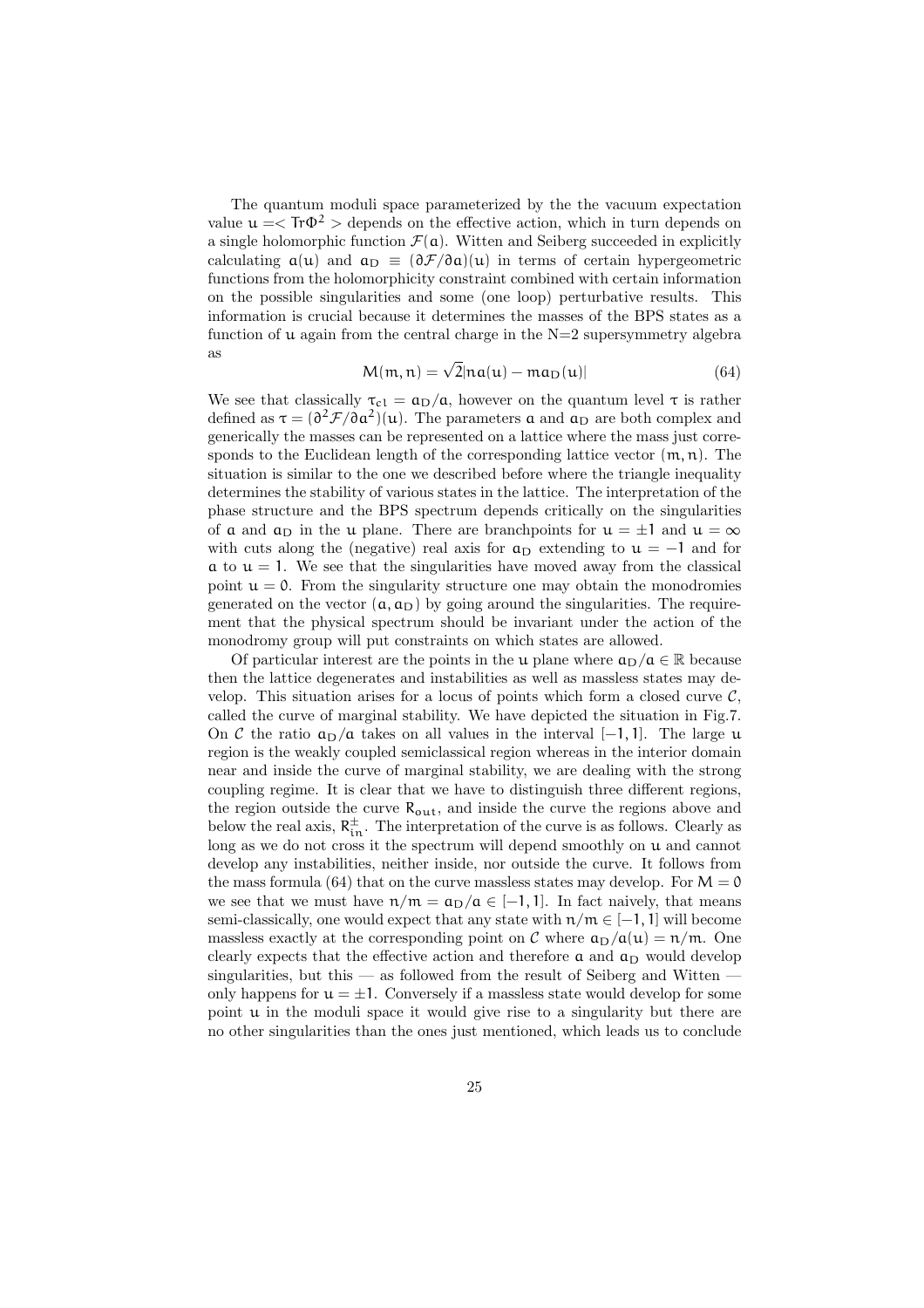The quantum moduli space parameterized by the the vacuum expectation value $u = < \mathrm{Tr}\Phi^2 >$ depends on the effective action, which in turn depends on a single holomorphic function $\mathcal{F}(a)$. Witten and Seiberg succeeded in explicitly calculating $a(u)$ and $a_D \equiv (\partial\mathcal{F}/\partial a)(u)$ in terms of certain hypergeometric functions from the holomorphicity constraint combined with certain information on the possible singularities and some (one loop) perturbative results. This information is crucial because it determines the masses of the BPS states as a function of $u$ again from the central charge in the N=2 supersymmetry algebra as

$$M(m, n) = \sqrt{2}|na(u) - ma_D(u)| \tag{64}$$

We see that classically $\tau_{cl} = a_D/a$, however on the quantum level $\tau$ is rather defined as $\tau = (\partial^2\mathcal{F}/\partial a^2)(u)$. The parameters $a$ and $a_D$ are both complex and generically the masses can be represented on a lattice where the mass just corresponds to the Euclidean length of the corresponding lattice vector $(m, n)$. The situation is similar to the one we described before where the triangle inequality determines the stability of various states in the lattice. The interpretation of the phase structure and the BPS spectrum depends critically on the singularities of $a$ and $a_D$ in the $u$ plane. There are branchpoints for $u = \pm 1$ and $u = \infty$ with cuts along the (negative) real axis for $a_D$ extending to $u = -1$ and for $a$ to $u = 1$. We see that the singularities have moved away from the classical point $u = 0$. From the singularity structure one may obtain the monodromies generated on the vector $(a, a_D)$ by going around the singularities. The requirement that the physical spectrum should be invariant under the action of the monodromy group will put constraints on which states are allowed.

Of particular interest are the points in the $u$ plane where $a_D/a \in \mathbb{R}$ because then the lattice degenerates and instabilities as well as massless states may develop. This situation arises for a locus of points which form a closed curve $\mathcal{C}$, called the curve of marginal stability. We have depicted the situation in Fig.7. On $\mathcal{C}$ the ratio $a_D/a$ takes on all values in the interval $[-1, 1]$. The large $u$ region is the weakly coupled semiclassical region whereas in the interior domain near and inside the curve of marginal stability, we are dealing with the strong coupling regime. It is clear that we have to distinguish three different regions, the region outside the curve $R_{out}$, and inside the curve the regions above and below the real axis, $R^{\pm}_{in}$. The interpretation of the curve is as follows. Clearly as long as we do not cross it the spectrum will depend smoothly on $u$ and cannot develop any instabilities, neither inside, nor outside the curve. It follows from the mass formula (64) that on the curve massless states may develop. For $M = 0$ we see that we must have $n/m = a_D/a \in [-1, 1]$. In fact naively, that means semi-classically, one would expect that any state with $n/m \in [-1, 1]$ will become massless exactly at the corresponding point on $\mathcal{C}$ where $a_D/a(u) = n/m$. One clearly expects that the effective action and therefore $a$ and $a_D$ would develop singularities, but this — as followed from the result of Seiberg and Witten — only happens for $u = \pm 1$. Conversely if a massless state would develop for some point $u$ in the moduli space it would give rise to a singularity but there are no other singularities than the ones just mentioned, which leads us to conclude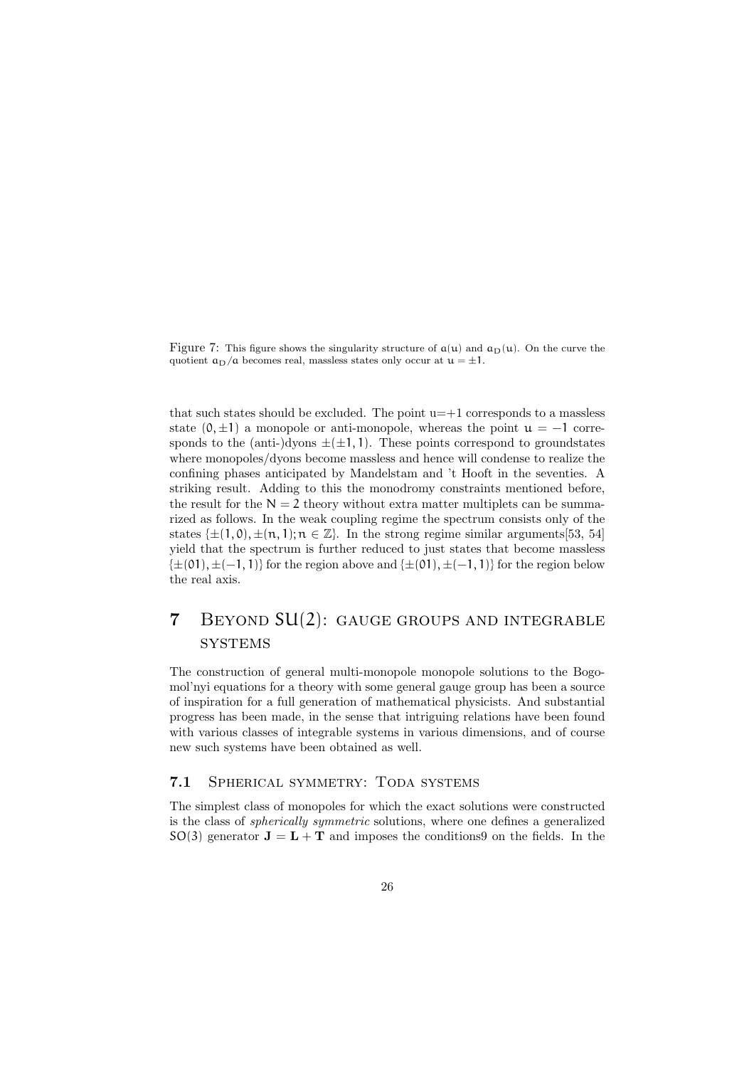Figure 7: This figure shows the singularity structure of $a(u)$ and $a_D(u)$. On the curve the quotient $a_D/a$ becomes real, massless states only occur at $u = \pm 1$.

that such states should be excluded. The point u=+1 corresponds to a massless state $(0, \pm 1)$ a monopole or anti-monopole, whereas the point $u = -1$ corresponds to the (anti-)dyons $\pm(\pm 1, 1)$. These points correspond to groundstates where monopoles/dyons become massless and hence will condense to realize the confining phases anticipated by Mandelstam and 't Hooft in the seventies. A striking result. Adding to this the monodromy constraints mentioned before, the result for the $N = 2$ theory without extra matter multiplets can be summarized as follows. In the weak coupling regime the spectrum consists only of the states $\{\pm(1, 0), \pm(n, 1); n \in \mathbb{Z}\}$. In the strong regime similar arguments[53, 54] yield that the spectrum is further reduced to just states that become massless $\{\pm(01), \pm(-1, 1)\}$ for the region above and $\{\pm(01), \pm(-1, 1)\}$ for the region below the real axis.

# 7 Beyond SU(2): gauge groups and integrable systems

The construction of general multi-monopole monopole solutions to the Bogomol'nyi equations for a theory with some general gauge group has been a source of inspiration for a full generation of mathematical physicists. And substantial progress has been made, in the sense that intriguing relations have been found with various classes of integrable systems in various dimensions, and of course new such systems have been obtained as well.

## 7.1 Spherical symmetry: Toda systems

The simplest class of monopoles for which the exact solutions were constructed is the class of *spherically symmetric* solutions, where one defines a generalized SO(3) generator $\mathbf{J} = \mathbf{L} + \mathbf{T}$ and imposes the conditions9 on the fields. In the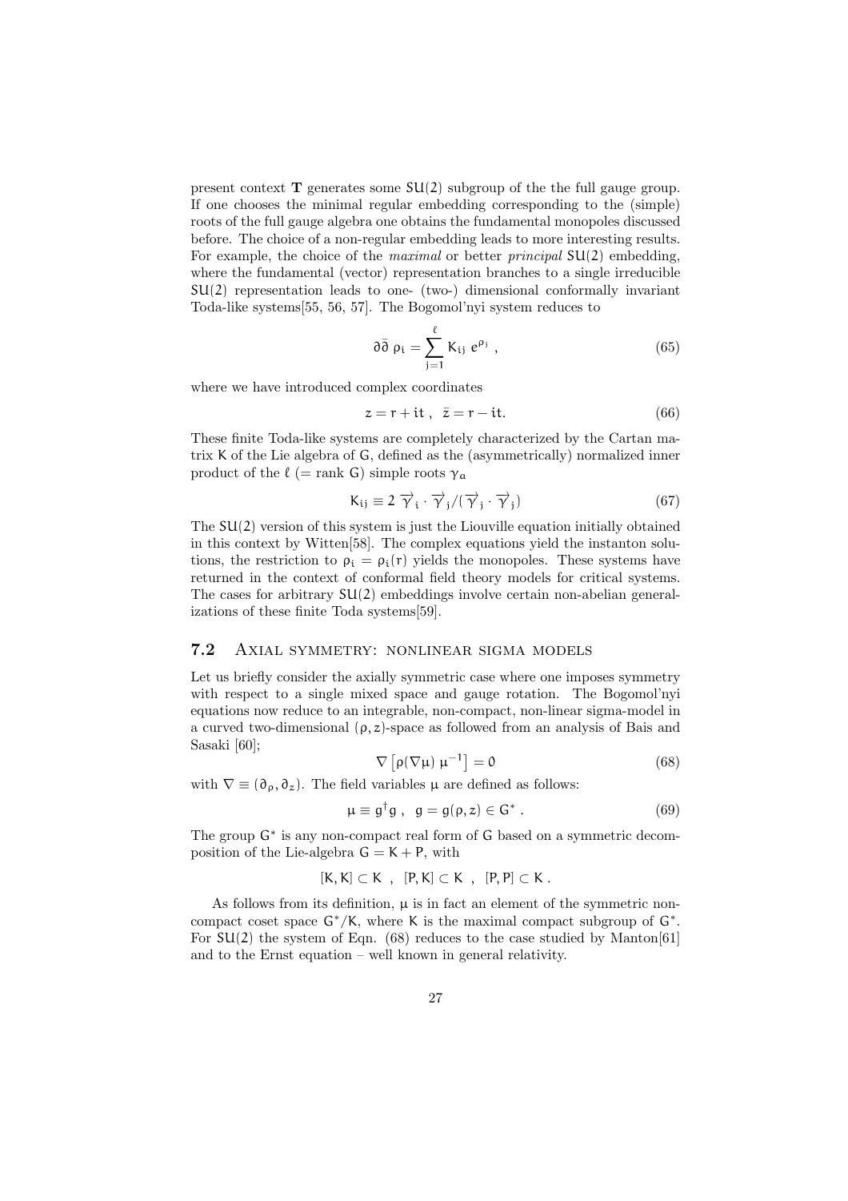present context **T** generates some $SU(2)$ subgroup of the the full gauge group. If one chooses the minimal regular embedding corresponding to the (simple) roots of the full gauge algebra one obtains the fundamental monopoles discussed before. The choice of a non-regular embedding leads to more interesting results. For example, the choice of the *maximal* or better *principal* $SU(2)$ embedding, where the fundamental (vector) representation branches to a single irreducible $SU(2)$ representation leads to one- (two-) dimensional conformally invariant Toda-like systems[55, 56, 57]. The Bogomol'nyi system reduces to

$$\partial\bar{\partial}\,\rho_i = \sum_{j=1}^{\ell} K_{ij}\, e^{\rho_j}\ , \tag{65}$$

where we have introduced complex coordinates

$$z = r + it\ ,\ \ \bar{z} = r - it. \tag{66}$$

These finite Toda-like systems are completely characterized by the Cartan matrix $K$ of the Lie algebra of $G$, defined as the (asymmetrically) normalized inner product of the $\ell$ (= rank $G$) simple roots $\gamma_a$

$$K_{ij} \equiv 2\ \vec{\gamma}_i \cdot \vec{\gamma}_j / (\vec{\gamma}_j \cdot \vec{\gamma}_j) \tag{67}$$

The $SU(2)$ version of this system is just the Liouville equation initially obtained in this context by Witten[58]. The complex equations yield the instanton solutions, the restriction to $\rho_i = \rho_i(r)$ yields the monopoles. These systems have returned in the context of conformal field theory models for critical systems. The cases for arbitrary $SU(2)$ embeddings involve certain non-abelian generalizations of these finite Toda systems[59].

## 7.2 Axial symmetry: nonlinear sigma models

Let us briefly consider the axially symmetric case where one imposes symmetry with respect to a single mixed space and gauge rotation. The Bogomol'nyi equations now reduce to an integrable, non-compact, non-linear sigma-model in a curved two-dimensional $(\rho, z)$-space as followed from an analysis of Bais and Sasaki [60];

$$\nabla \left[\rho(\nabla\mu)\ \mu^{-1}\right] = 0 \tag{68}$$

with $\nabla \equiv (\partial_\rho, \partial_z)$. The field variables $\mu$ are defined as follows:

$$\mu \equiv g^\dagger g\ ,\ \ g = g(\rho, z) \in G^*\ . \tag{69}$$

The group $G^*$ is any non-compact real form of $G$ based on a symmetric decomposition of the Lie-algebra $G = K + P$, with

$$[K, K] \subset K\ \ ,\ \ [P, K] \subset K\ \ ,\ \ [P, P] \subset K\ .$$

As follows from its definition, $\mu$ is in fact an element of the symmetric non-compact coset space $G^*/K$, where $K$ is the maximal compact subgroup of $G^*$. For $SU(2)$ the system of Eqn. (68) reduces to the case studied by Manton[61] and to the Ernst equation – well known in general relativity.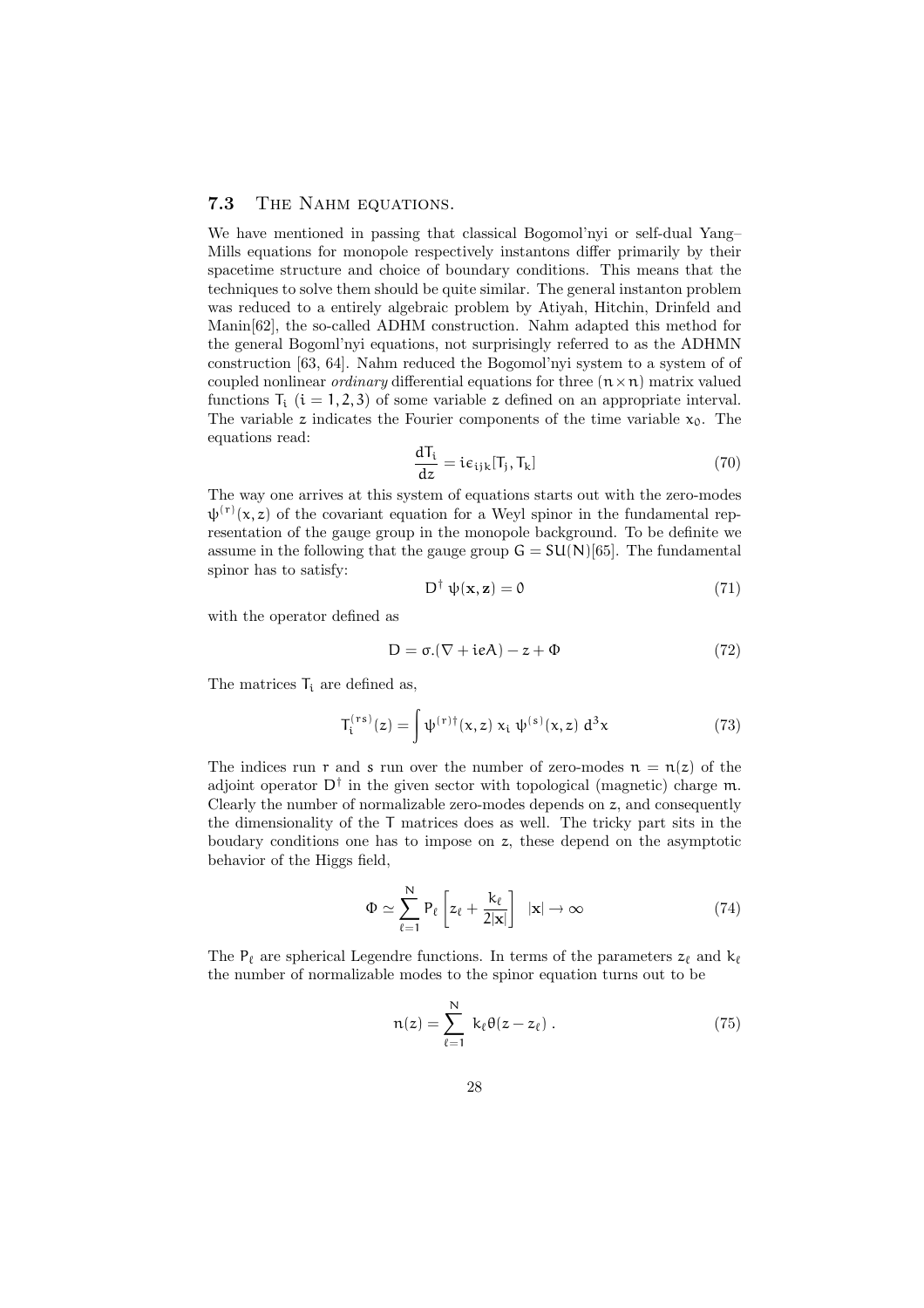### 7.3 The Nahm equations.

We have mentioned in passing that classical Bogomol'nyi or self-dual Yang–Mills equations for monopole respectively instantons differ primarily by their spacetime structure and choice of boundary conditions. This means that the techniques to solve them should be quite similar. The general instanton problem was reduced to a entirely algebraic problem by Atiyah, Hitchin, Drinfeld and Manin[62], the so-called ADHM construction. Nahm adapted this method for the general Bogoml'nyi equations, not surprisingly referred to as the ADHMN construction [63, 64]. Nahm reduced the Bogomol'nyi system to a system of of coupled nonlinear *ordinary* differential equations for three $(n \times n)$ matrix valued functions $T_i$ $(i = 1, 2, 3)$ of some variable $z$ defined on an appropriate interval. The variable $z$ indicates the Fourier components of the time variable $x_0$. The equations read:

$$\frac{dT_i}{dz} = i\epsilon_{ijk}[T_j, T_k] \tag{70}$$

The way one arrives at this system of equations starts out with the zero-modes $\psi^{(r)}(x, z)$ of the covariant equation for a Weyl spinor in the fundamental representation of the gauge group in the monopole background. To be definite we assume in the following that the gauge group $G = SU(N)$[65]. The fundamental spinor has to satisfy:

$$D^\dagger \, \psi(\mathbf{x}, \mathbf{z}) = 0 \tag{71}$$

with the operator defined as

$$D = \sigma.(\nabla + ieA) - z + \Phi \tag{72}$$

The matrices $T_i$ are defined as,

$$T_i^{(rs)}(z) = \int \psi^{(r)\dagger}(x, z) \; x_i \; \psi^{(s)}(x, z) \; d^3x \tag{73}$$

The indices run $r$ and $s$ run over the number of zero-modes $n = n(z)$ of the adjoint operator $D^\dagger$ in the given sector with topological (magnetic) charge $m$. Clearly the number of normalizable zero-modes depends on $z$, and consequently the dimensionality of the $T$ matrices does as well. The tricky part sits in the boudary conditions one has to impose on $z$, these depend on the asymptotic behavior of the Higgs field,

$$\Phi \simeq \sum_{\ell=1}^{N} P_\ell \left[ z_\ell + \frac{k_\ell}{2|\mathbf{x}|} \right] \quad |\mathbf{x}| \to \infty \tag{74}$$

The $P_\ell$ are spherical Legendre functions. In terms of the parameters $z_\ell$ and $k_\ell$ the number of normalizable modes to the spinor equation turns out to be

$$n(z) = \sum_{\ell=1}^{N} \; k_\ell \theta(z - z_\ell) \; . \tag{75}$$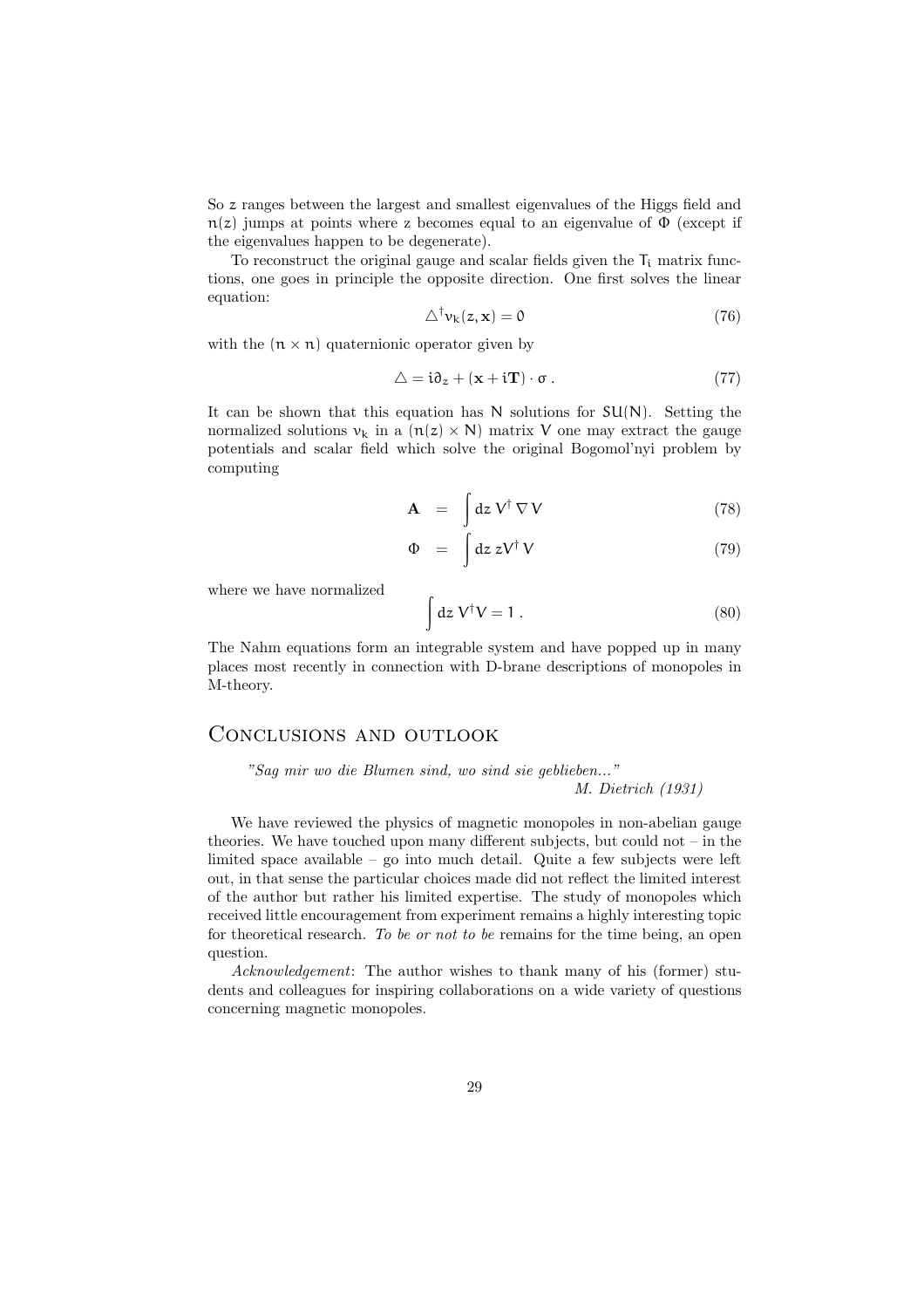So $z$ ranges between the largest and smallest eigenvalues of the Higgs field and $n(z)$ jumps at points where z becomes equal to an eigenvalue of $\Phi$ (except if the eigenvalues happen to be degenerate).

To reconstruct the original gauge and scalar fields given the $T_i$ matrix functions, one goes in principle the opposite direction. One first solves the linear equation:

$$\triangle^{\dagger} v_k(z, \mathbf{x}) = 0 \tag{76}$$

with the $(n \times n)$ quaternionic operator given by

$$\triangle = i\partial_z + (\mathbf{x} + i\mathbf{T}) \cdot \sigma \,. \tag{77}$$

It can be shown that this equation has $N$ solutions for $SU(N)$. Setting the normalized solutions $v_k$ in a $(n(z) \times N)$ matrix $V$ one may extract the gauge potentials and scalar field which solve the original Bogomol'nyi problem by computing

$$\mathbf{A} = \int dz \; V^{\dagger} \, \nabla \, V \tag{78}$$

$$\Phi = \int dz \; z V^{\dagger} \, V \tag{79}$$

where we have normalized

$$\int dz \; V^{\dagger} V = 1 \,. \tag{80}$$

The Nahm equations form an integrable system and have popped up in many places most recently in connection with D-brane descriptions of monopoles in M-theory.

## Conclusions and outlook

*"Sag mir wo die Blumen sind, wo sind sie geblieben..."*
*M. Dietrich (1931)*

We have reviewed the physics of magnetic monopoles in non-abelian gauge theories. We have touched upon many different subjects, but could not – in the limited space available – go into much detail. Quite a few subjects were left out, in that sense the particular choices made did not reflect the limited interest of the author but rather his limited expertise. The study of monopoles which received little encouragement from experiment remains a highly interesting topic for theoretical research. *To be or not to be* remains for the time being, an open question.

*Acknowledgement*: The author wishes to thank many of his (former) students and colleagues for inspiring collaborations on a wide variety of questions concerning magnetic monopoles.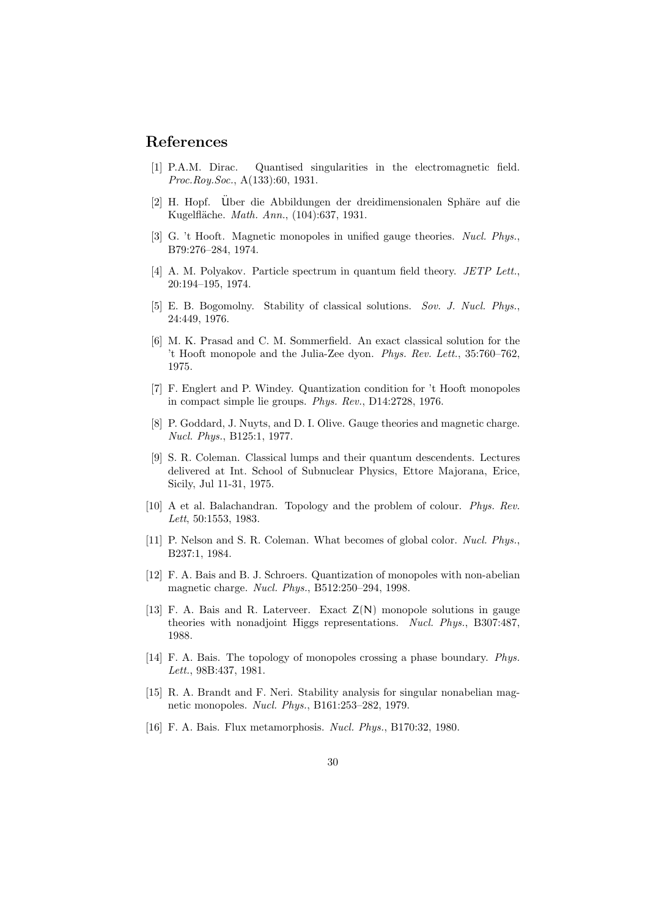## References

[1] P.A.M. Dirac. Quantised singularities in the electromagnetic field. *Proc.Roy.Soc.*, A(133):60, 1931.

[2] H. Hopf. Über die Abbildungen der dreidimensionalen Sphäre auf die Kugelfläche. *Math. Ann.*, (104):637, 1931.

[3] G. 't Hooft. Magnetic monopoles in unified gauge theories. *Nucl. Phys.*, B79:276–284, 1974.

[4] A. M. Polyakov. Particle spectrum in quantum field theory. *JETP Lett.*, 20:194–195, 1974.

[5] E. B. Bogomolny. Stability of classical solutions. *Sov. J. Nucl. Phys.*, 24:449, 1976.

[6] M. K. Prasad and C. M. Sommerfield. An exact classical solution for the 't Hooft monopole and the Julia-Zee dyon. *Phys. Rev. Lett.*, 35:760–762, 1975.

[7] F. Englert and P. Windey. Quantization condition for 't Hooft monopoles in compact simple lie groups. *Phys. Rev.*, D14:2728, 1976.

[8] P. Goddard, J. Nuyts, and D. I. Olive. Gauge theories and magnetic charge. *Nucl. Phys.*, B125:1, 1977.

[9] S. R. Coleman. Classical lumps and their quantum descendents. Lectures delivered at Int. School of Subnuclear Physics, Ettore Majorana, Erice, Sicily, Jul 11-31, 1975.

[10] A et al. Balachandran. Topology and the problem of colour. *Phys. Rev. Lett*, 50:1553, 1983.

[11] P. Nelson and S. R. Coleman. What becomes of global color. *Nucl. Phys.*, B237:1, 1984.

[12] F. A. Bais and B. J. Schroers. Quantization of monopoles with non-abelian magnetic charge. *Nucl. Phys.*, B512:250–294, 1998.

[13] F. A. Bais and R. Laterveer. Exact $\mathsf{Z}(\mathsf{N})$ monopole solutions in gauge theories with nonadjoint Higgs representations. *Nucl. Phys.*, B307:487, 1988.

[14] F. A. Bais. The topology of monopoles crossing a phase boundary. *Phys. Lett.*, 98B:437, 1981.

[15] R. A. Brandt and F. Neri. Stability analysis for singular nonabelian magnetic monopoles. *Nucl. Phys.*, B161:253–282, 1979.

[16] F. A. Bais. Flux metamorphosis. *Nucl. Phys.*, B170:32, 1980.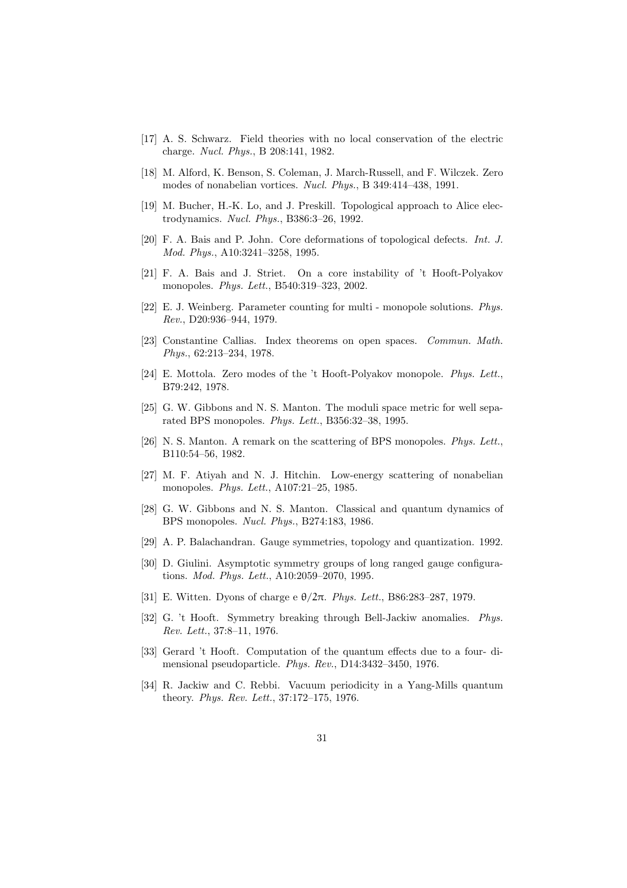[17] A. S. Schwarz. Field theories with no local conservation of the electric charge. *Nucl. Phys.*, B 208:141, 1982.

[18] M. Alford, K. Benson, S. Coleman, J. March-Russell, and F. Wilczek. Zero modes of nonabelian vortices. *Nucl. Phys.*, B 349:414–438, 1991.

[19] M. Bucher, H.-K. Lo, and J. Preskill. Topological approach to Alice electrodynamics. *Nucl. Phys.*, B386:3–26, 1992.

[20] F. A. Bais and P. John. Core deformations of topological defects. *Int. J. Mod. Phys.*, A10:3241–3258, 1995.

[21] F. A. Bais and J. Striet. On a core instability of 't Hooft-Polyakov monopoles. *Phys. Lett.*, B540:319–323, 2002.

[22] E. J. Weinberg. Parameter counting for multi - monopole solutions. *Phys. Rev.*, D20:936–944, 1979.

[23] Constantine Callias. Index theorems on open spaces. *Commun. Math. Phys.*, 62:213–234, 1978.

[24] E. Mottola. Zero modes of the 't Hooft-Polyakov monopole. *Phys. Lett.*, B79:242, 1978.

[25] G. W. Gibbons and N. S. Manton. The moduli space metric for well separated BPS monopoles. *Phys. Lett.*, B356:32–38, 1995.

[26] N. S. Manton. A remark on the scattering of BPS monopoles. *Phys. Lett.*, B110:54–56, 1982.

[27] M. F. Atiyah and N. J. Hitchin. Low-energy scattering of nonabelian monopoles. *Phys. Lett.*, A107:21–25, 1985.

[28] G. W. Gibbons and N. S. Manton. Classical and quantum dynamics of BPS monopoles. *Nucl. Phys.*, B274:183, 1986.

[29] A. P. Balachandran. Gauge symmetries, topology and quantization. 1992.

[30] D. Giulini. Asymptotic symmetry groups of long ranged gauge configurations. *Mod. Phys. Lett.*, A10:2059–2070, 1995.

[31] E. Witten. Dyons of charge e $\theta/2\pi$. *Phys. Lett.*, B86:283–287, 1979.

[32] G. 't Hooft. Symmetry breaking through Bell-Jackiw anomalies. *Phys. Rev. Lett.*, 37:8–11, 1976.

[33] Gerard 't Hooft. Computation of the quantum effects due to a four- dimensional pseudoparticle. *Phys. Rev.*, D14:3432–3450, 1976.

[34] R. Jackiw and C. Rebbi. Vacuum periodicity in a Yang-Mills quantum theory. *Phys. Rev. Lett.*, 37:172–175, 1976.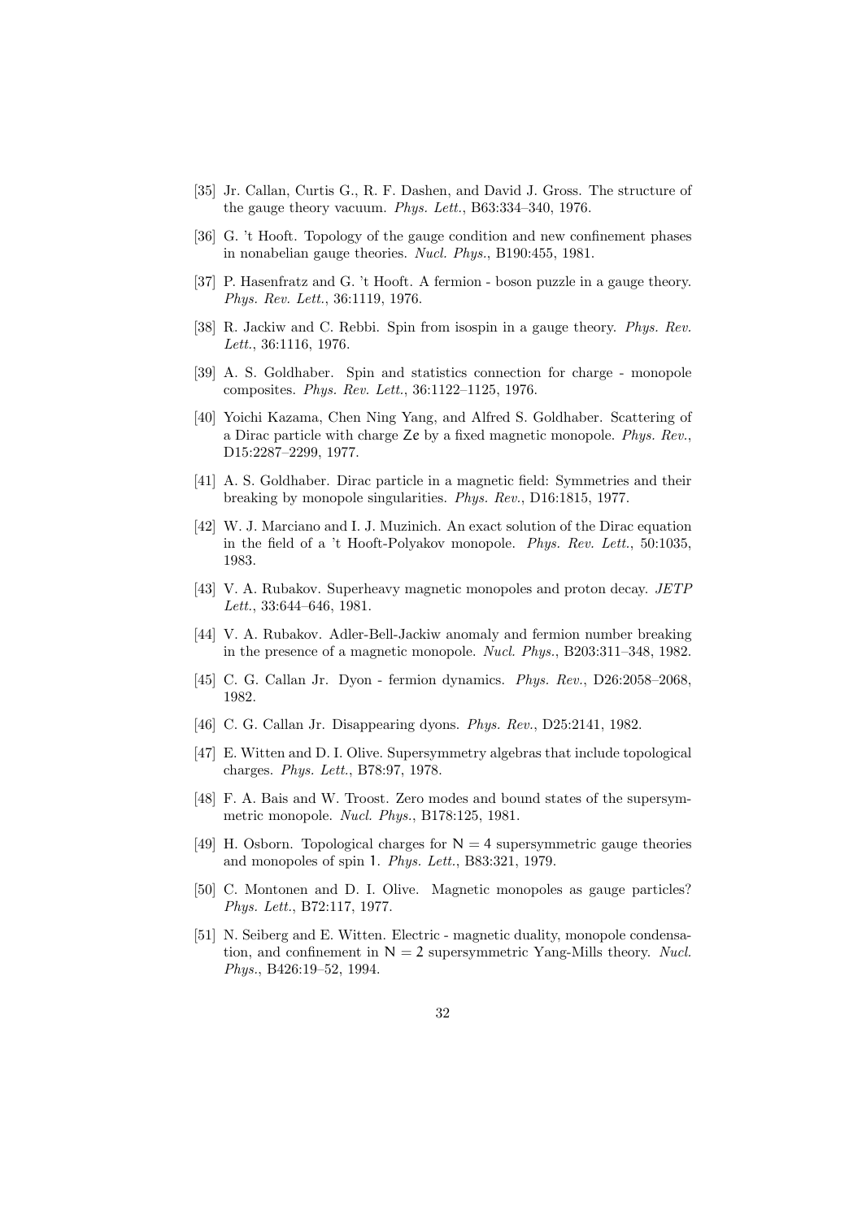[35] Jr. Callan, Curtis G., R. F. Dashen, and David J. Gross. The structure of the gauge theory vacuum. *Phys. Lett.*, B63:334–340, 1976.

[36] G. 't Hooft. Topology of the gauge condition and new confinement phases in nonabelian gauge theories. *Nucl. Phys.*, B190:455, 1981.

[37] P. Hasenfratz and G. 't Hooft. A fermion - boson puzzle in a gauge theory. *Phys. Rev. Lett.*, 36:1119, 1976.

[38] R. Jackiw and C. Rebbi. Spin from isospin in a gauge theory. *Phys. Rev. Lett.*, 36:1116, 1976.

[39] A. S. Goldhaber. Spin and statistics connection for charge - monopole composites. *Phys. Rev. Lett.*, 36:1122–1125, 1976.

[40] Yoichi Kazama, Chen Ning Yang, and Alfred S. Goldhaber. Scattering of a Dirac particle with charge $Ze$ by a fixed magnetic monopole. *Phys. Rev.*, D15:2287–2299, 1977.

[41] A. S. Goldhaber. Dirac particle in a magnetic field: Symmetries and their breaking by monopole singularities. *Phys. Rev.*, D16:1815, 1977.

[42] W. J. Marciano and I. J. Muzinich. An exact solution of the Dirac equation in the field of a 't Hooft-Polyakov monopole. *Phys. Rev. Lett.*, 50:1035, 1983.

[43] V. A. Rubakov. Superheavy magnetic monopoles and proton decay. *JETP Lett.*, 33:644–646, 1981.

[44] V. A. Rubakov. Adler-Bell-Jackiw anomaly and fermion number breaking in the presence of a magnetic monopole. *Nucl. Phys.*, B203:311–348, 1982.

[45] C. G. Callan Jr. Dyon - fermion dynamics. *Phys. Rev.*, D26:2058–2068, 1982.

[46] C. G. Callan Jr. Disappearing dyons. *Phys. Rev.*, D25:2141, 1982.

[47] E. Witten and D. I. Olive. Supersymmetry algebras that include topological charges. *Phys. Lett.*, B78:97, 1978.

[48] F. A. Bais and W. Troost. Zero modes and bound states of the supersymmetric monopole. *Nucl. Phys.*, B178:125, 1981.

[49] H. Osborn. Topological charges for $N = 4$ supersymmetric gauge theories and monopoles of spin $1$. *Phys. Lett.*, B83:321, 1979.

[50] C. Montonen and D. I. Olive. Magnetic monopoles as gauge particles? *Phys. Lett.*, B72:117, 1977.

[51] N. Seiberg and E. Witten. Electric - magnetic duality, monopole condensation, and confinement in $N = 2$ supersymmetric Yang-Mills theory. *Nucl. Phys.*, B426:19–52, 1994.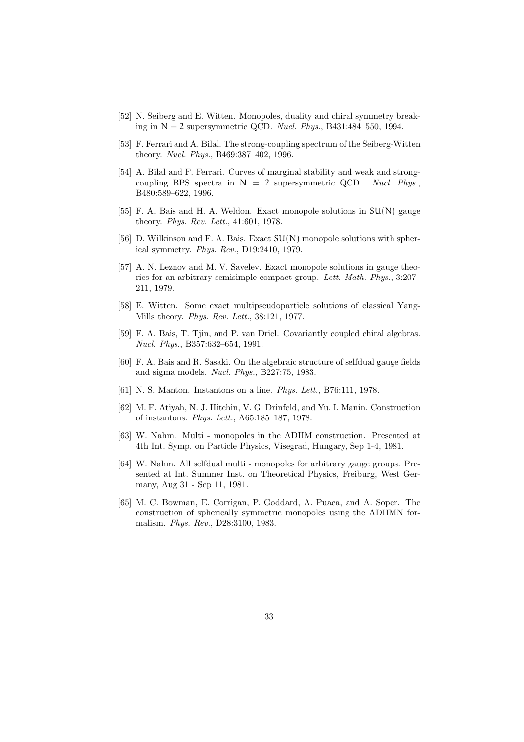[52] N. Seiberg and E. Witten. Monopoles, duality and chiral symmetry breaking in $\mathsf{N} = 2$ supersymmetric QCD. *Nucl. Phys.*, B431:484–550, 1994.

[53] F. Ferrari and A. Bilal. The strong-coupling spectrum of the Seiberg-Witten theory. *Nucl. Phys.*, B469:387–402, 1996.

[54] A. Bilal and F. Ferrari. Curves of marginal stability and weak and strong-coupling BPS spectra in $\mathsf{N} = 2$ supersymmetric QCD. *Nucl. Phys.*, B480:589–622, 1996.

[55] F. A. Bais and H. A. Weldon. Exact monopole solutions in $\mathsf{SU}(\mathsf{N})$ gauge theory. *Phys. Rev. Lett.*, 41:601, 1978.

[56] D. Wilkinson and F. A. Bais. Exact $\mathsf{SU}(\mathsf{N})$ monopole solutions with spherical symmetry. *Phys. Rev.*, D19:2410, 1979.

[57] A. N. Leznov and M. V. Savelev. Exact monopole solutions in gauge theories for an arbitrary semisimple compact group. *Lett. Math. Phys.*, 3:207–211, 1979.

[58] E. Witten. Some exact multipseudoparticle solutions of classical Yang-Mills theory. *Phys. Rev. Lett.*, 38:121, 1977.

[59] F. A. Bais, T. Tjin, and P. van Driel. Covariantly coupled chiral algebras. *Nucl. Phys.*, B357:632–654, 1991.

[60] F. A. Bais and R. Sasaki. On the algebraic structure of selfdual gauge fields and sigma models. *Nucl. Phys.*, B227:75, 1983.

[61] N. S. Manton. Instantons on a line. *Phys. Lett.*, B76:111, 1978.

[62] M. F. Atiyah, N. J. Hitchin, V. G. Drinfeld, and Yu. I. Manin. Construction of instantons. *Phys. Lett.*, A65:185–187, 1978.

[63] W. Nahm. Multi - monopoles in the ADHM construction. Presented at 4th Int. Symp. on Particle Physics, Visegrad, Hungary, Sep 1-4, 1981.

[64] W. Nahm. All selfdual multi - monopoles for arbitrary gauge groups. Presented at Int. Summer Inst. on Theoretical Physics, Freiburg, West Germany, Aug 31 - Sep 11, 1981.

[65] M. C. Bowman, E. Corrigan, P. Goddard, A. Puaca, and A. Soper. The construction of spherically symmetric monopoles using the ADHMN formalism. *Phys. Rev.*, D28:3100, 1983.